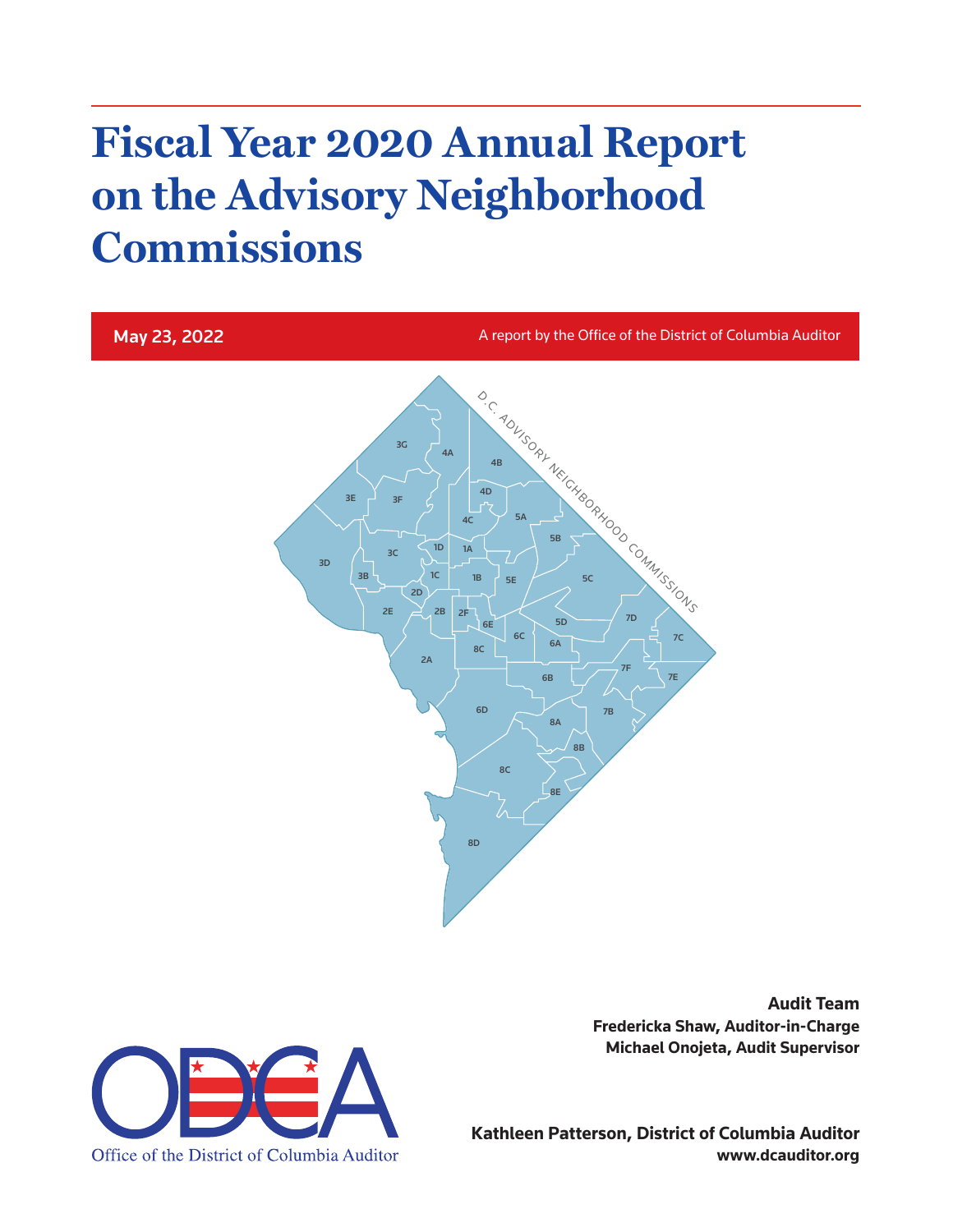# Fiscal Year 2020 Annual Report on the Advisory Neighborhood Commissions

**May 23, 2022**

A report by the Office of the District of Columbia Auditor

**Audit Team**
**Fredericka Shaw, Auditor-in-Charge**
**Michael Onojeta, Audit Supervisor**

Office of the District of Columbia Auditor

**Kathleen Patterson, District of Columbia Auditor**
**www.dcauditor.org**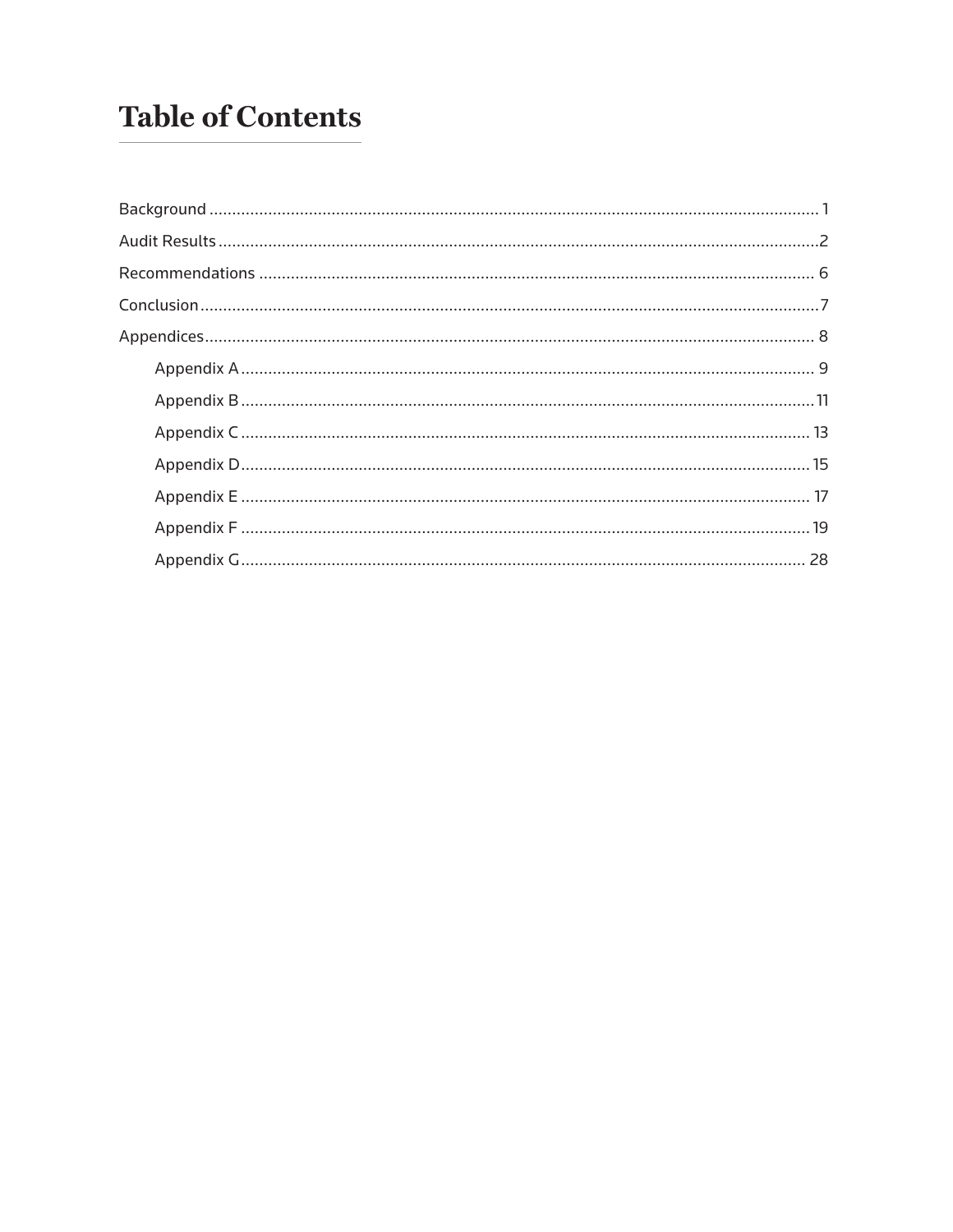# Table of Contents

Background ..................................................................................................................................... 1

Audit Results ...................................................................................................................................2

Recommendations .......................................................................................................................... 6

Conclusion .......................................................................................................................................7

Appendices ..................................................................................................................................... 8

- Appendix A ............................................................................................................................. 9
- Appendix B .............................................................................................................................11
- Appendix C ............................................................................................................................. 13
- Appendix D ............................................................................................................................. 15
- Appendix E ............................................................................................................................. 17
- Appendix F ............................................................................................................................. 19
- Appendix G ............................................................................................................................ 28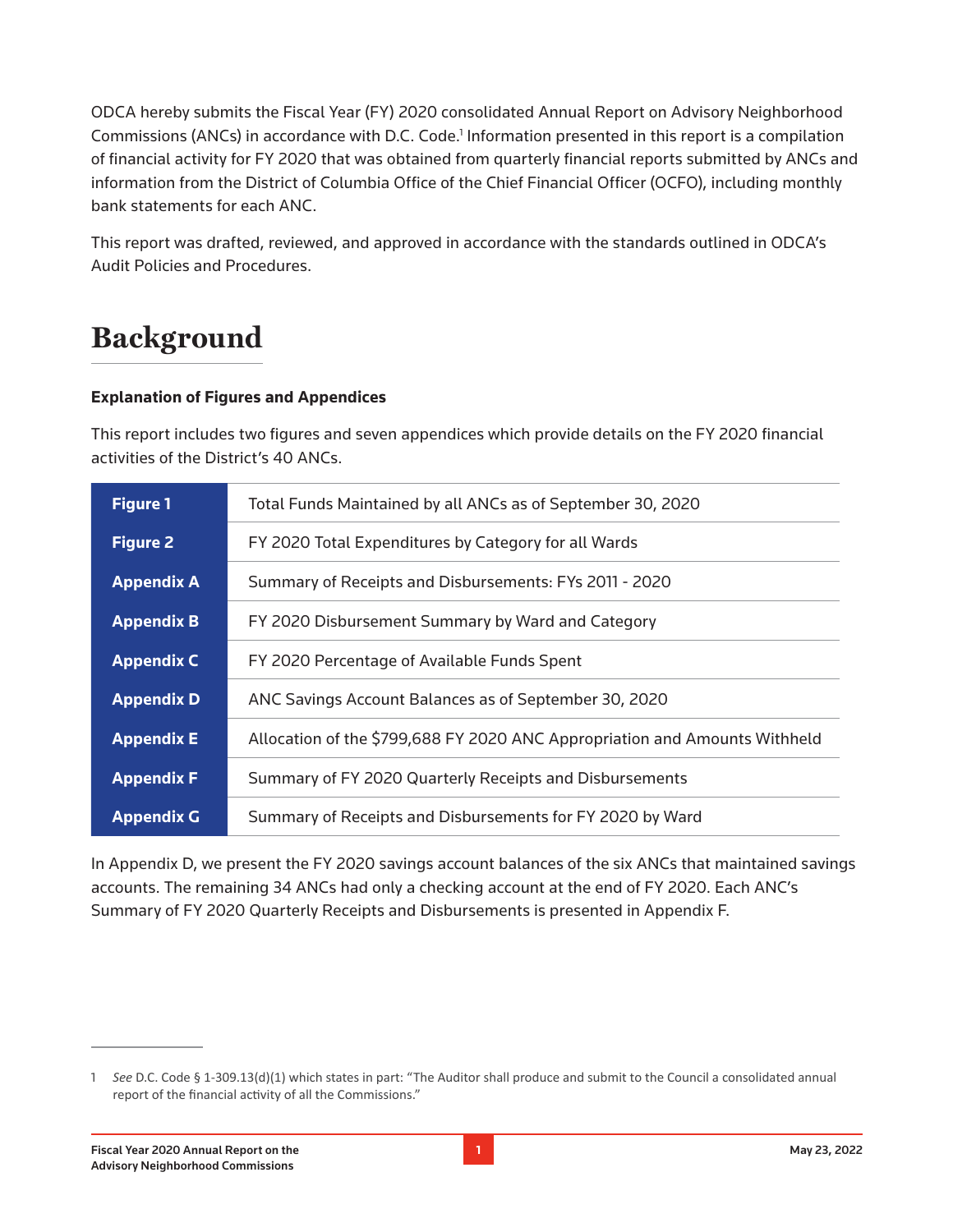ODCA hereby submits the Fiscal Year (FY) 2020 consolidated Annual Report on Advisory Neighborhood Commissions (ANCs) in accordance with D.C. Code.[1] Information presented in this report is a compilation of financial activity for FY 2020 that was obtained from quarterly financial reports submitted by ANCs and information from the District of Columbia Office of the Chief Financial Officer (OCFO), including monthly bank statements for each ANC.

This report was drafted, reviewed, and approved in accordance with the standards outlined in ODCA's Audit Policies and Procedures.

# Background

**Explanation of Figures and Appendices**

This report includes two figures and seven appendices which provide details on the FY 2020 financial activities of the District's 40 ANCs.

| | |
|---|---|
| **Figure 1** | Total Funds Maintained by all ANCs as of September 30, 2020 |
| **Figure 2** | FY 2020 Total Expenditures by Category for all Wards |
| **Appendix A** | Summary of Receipts and Disbursements: FYs 2011 - 2020 |
| **Appendix B** | FY 2020 Disbursement Summary by Ward and Category |
| **Appendix C** | FY 2020 Percentage of Available Funds Spent |
| **Appendix D** | ANC Savings Account Balances as of September 30, 2020 |
| **Appendix E** | Allocation of the $799,688 FY 2020 ANC Appropriation and Amounts Withheld |
| **Appendix F** | Summary of FY 2020 Quarterly Receipts and Disbursements |
| **Appendix G** | Summary of Receipts and Disbursements for FY 2020 by Ward |

In Appendix D, we present the FY 2020 savings account balances of the six ANCs that maintained savings accounts. The remaining 34 ANCs had only a checking account at the end of FY 2020. Each ANC's Summary of FY 2020 Quarterly Receipts and Disbursements is presented in Appendix F.

---

1 *See* D.C. Code § 1-309.13(d)(1) which states in part: "The Auditor shall produce and submit to the Council a consolidated annual report of the financial activity of all the Commissions."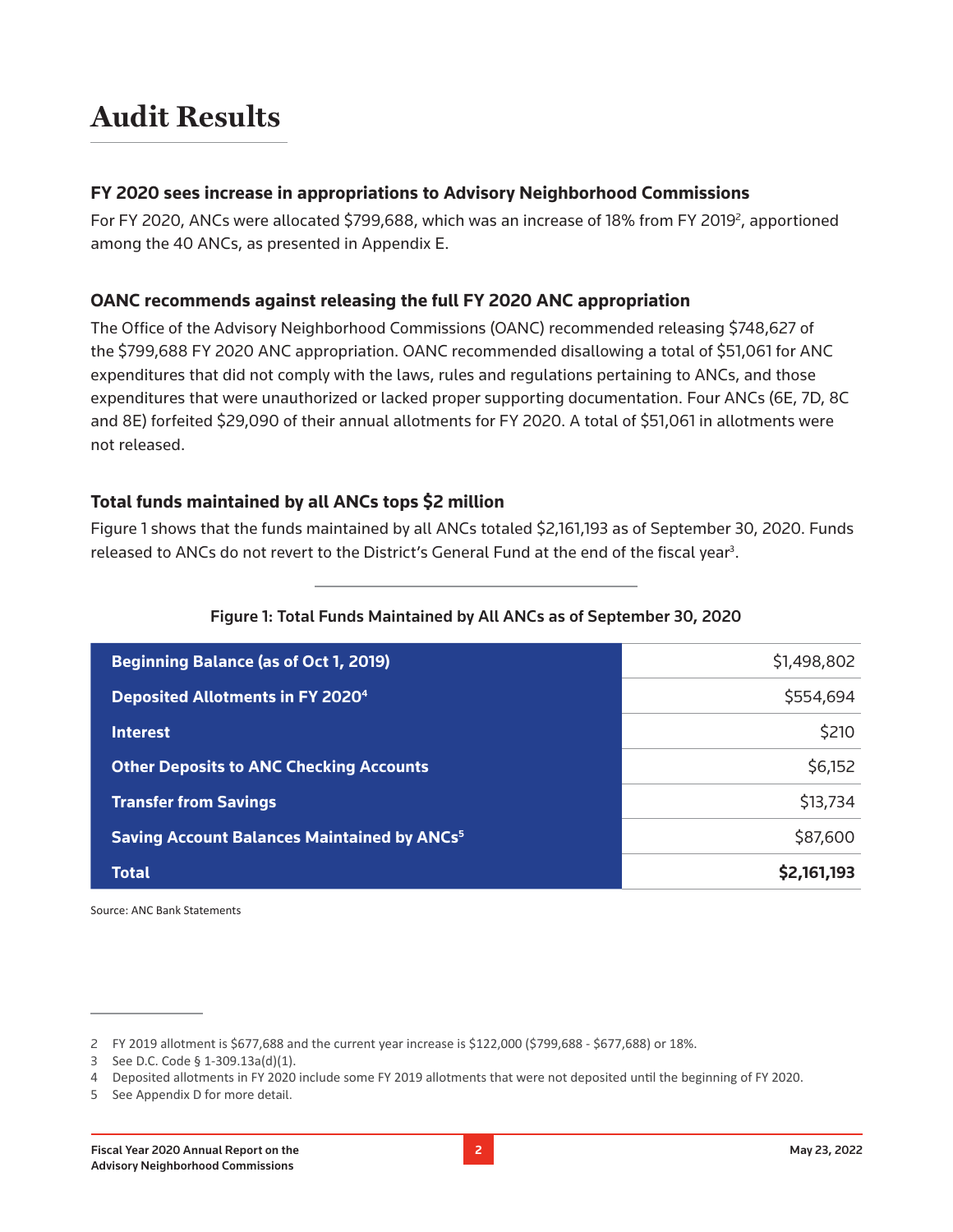# Audit Results

### FY 2020 sees increase in appropriations to Advisory Neighborhood Commissions

For FY 2020, ANCs were allocated $799,688, which was an increase of 18% from FY 2019[2], apportioned among the 40 ANCs, as presented in Appendix E.

### OANC recommends against releasing the full FY 2020 ANC appropriation

The Office of the Advisory Neighborhood Commissions (OANC) recommended releasing $748,627 of the $799,688 FY 2020 ANC appropriation. OANC recommended disallowing a total of $51,061 for ANC expenditures that did not comply with the laws, rules and regulations pertaining to ANCs, and those expenditures that were unauthorized or lacked proper supporting documentation. Four ANCs (6E, 7D, 8C and 8E) forfeited $29,090 of their annual allotments for FY 2020. A total of $51,061 in allotments were not released.

### Total funds maintained by all ANCs tops $2 million

Figure 1 shows that the funds maintained by all ANCs totaled $2,161,193 as of September 30, 2020. Funds released to ANCs do not revert to the District's General Fund at the end of the fiscal year[3].

**Figure 1: Total Funds Maintained by All ANCs as of September 30, 2020**

| Item | Amount |
|---|---|
| Beginning Balance (as of Oct 1, 2019) | $1,498,802 |
| Deposited Allotments in FY 2020[4] | $554,694 |
| Interest | $210 |
| Other Deposits to ANC Checking Accounts | $6,152 |
| Transfer from Savings | $13,734 |
| Saving Account Balances Maintained by ANCs[5] | $87,600 |
| **Total** | **$2,161,193** |

Source: ANC Bank Statements

---

2 FY 2019 allotment is $677,688 and the current year increase is $122,000 ($799,688 - $677,688) or 18%.

3 See D.C. Code § 1-309.13a(d)(1).

4 Deposited allotments in FY 2020 include some FY 2019 allotments that were not deposited until the beginning of FY 2020.

5 See Appendix D for more detail.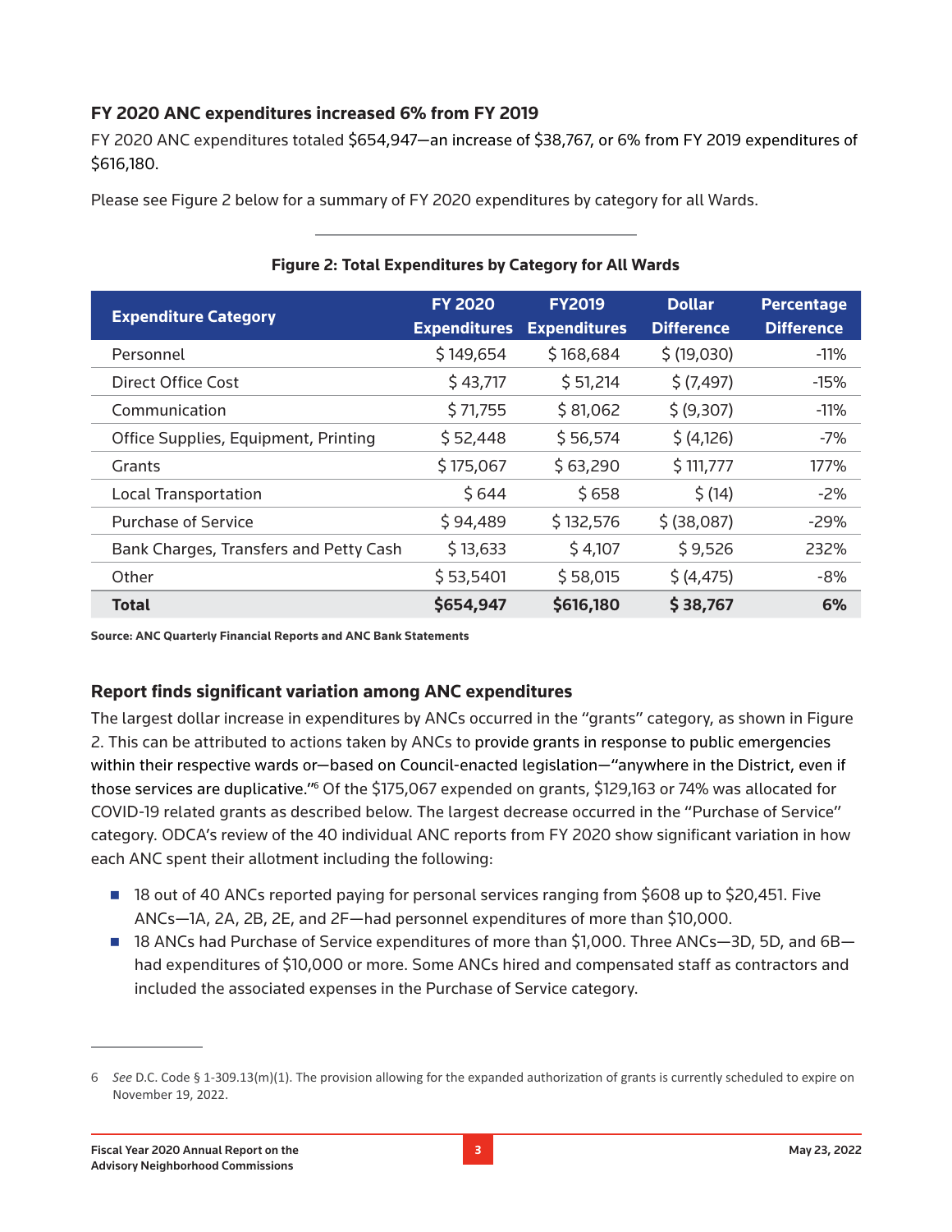### FY 2020 ANC expenditures increased 6% from FY 2019

FY 2020 ANC expenditures totaled $654,947—an increase of $38,767, or 6% from FY 2019 expenditures of $616,180.

Please see Figure 2 below for a summary of FY 2020 expenditures by category for all Wards.

**Figure 2: Total Expenditures by Category for All Wards**

| Expenditure Category | FY 2020 Expenditures | FY2019 Expenditures | Dollar Difference | Percentage Difference |
|---|---|---|---|---|
| Personnel | $ 149,654 | $ 168,684 | $ (19,030) | -11% |
| Direct Office Cost | $ 43,717 | $ 51,214 | $ (7,497) | -15% |
| Communication | $ 71,755 | $ 81,062 | $ (9,307) | -11% |
| Office Supplies, Equipment, Printing | $ 52,448 | $ 56,574 | $ (4,126) | -7% |
| Grants | $ 175,067 | $ 63,290 | $ 111,777 | 177% |
| Local Transportation | $ 644 | $ 658 | $ (14) | -2% |
| Purchase of Service | $ 94,489 | $ 132,576 | $ (38,087) | -29% |
| Bank Charges, Transfers and Petty Cash | $ 13,633 | $ 4,107 | $ 9,526 | 232% |
| Other | $ 53,5401 | $ 58,015 | $ (4,475) | -8% |
| **Total** | **$654,947** | **$616,180** | **$ 38,767** | **6%** |

**Source: ANC Quarterly Financial Reports and ANC Bank Statements**

### Report finds significant variation among ANC expenditures

The largest dollar increase in expenditures by ANCs occurred in the "grants" category, as shown in Figure 2. This can be attributed to actions taken by ANCs to provide grants in response to public emergencies within their respective wards or—based on Council-enacted legislation—"anywhere in the District, even if those services are duplicative."[6] Of the $175,067 expended on grants, $129,163 or 74% was allocated for COVID-19 related grants as described below. The largest decrease occurred in the "Purchase of Service" category. ODCA's review of the 40 individual ANC reports from FY 2020 show significant variation in how each ANC spent their allotment including the following:

- 18 out of 40 ANCs reported paying for personal services ranging from $608 up to $20,451. Five ANCs—1A, 2A, 2B, 2E, and 2F—had personnel expenditures of more than $10,000.
- 18 ANCs had Purchase of Service expenditures of more than $1,000. Three ANCs—3D, 5D, and 6B—had expenditures of $10,000 or more. Some ANCs hired and compensated staff as contractors and included the associated expenses in the Purchase of Service category.

---

6 *See* D.C. Code § 1-309.13(m)(1). The provision allowing for the expanded authorization of grants is currently scheduled to expire on November 19, 2022.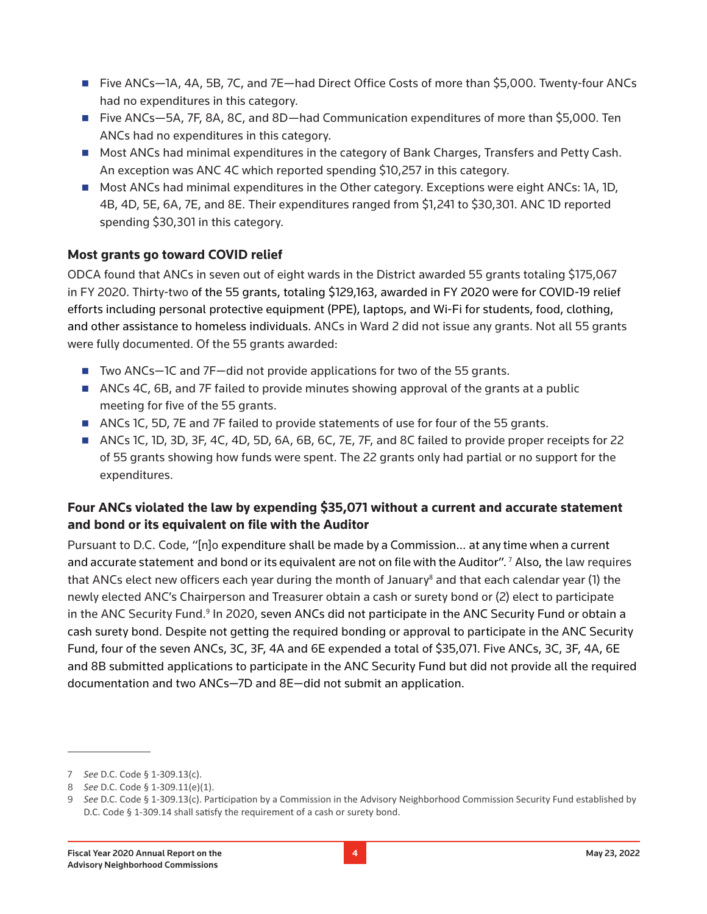- Five ANCs—1A, 4A, 5B, 7C, and 7E—had Direct Office Costs of more than $5,000. Twenty-four ANCs had no expenditures in this category.
- Five ANCs—5A, 7F, 8A, 8C, and 8D—had Communication expenditures of more than $5,000. Ten ANCs had no expenditures in this category.
- Most ANCs had minimal expenditures in the category of Bank Charges, Transfers and Petty Cash. An exception was ANC 4C which reported spending $10,257 in this category.
- Most ANCs had minimal expenditures in the Other category. Exceptions were eight ANCs: 1A, 1D, 4B, 4D, 5E, 6A, 7E, and 8E. Their expenditures ranged from $1,241 to $30,301. ANC 1D reported spending $30,301 in this category.

### Most grants go toward COVID relief

ODCA found that ANCs in seven out of eight wards in the District awarded 55 grants totaling $175,067 in FY 2020. Thirty-two of the 55 grants, totaling $129,163, awarded in FY 2020 were for COVID-19 relief efforts including personal protective equipment (PPE), laptops, and Wi-Fi for students, food, clothing, and other assistance to homeless individuals. ANCs in Ward 2 did not issue any grants. Not all 55 grants were fully documented. Of the 55 grants awarded:

- Two ANCs—1C and 7F—did not provide applications for two of the 55 grants.
- ANCs 4C, 6B, and 7F failed to provide minutes showing approval of the grants at a public meeting for five of the 55 grants.
- ANCs 1C, 5D, 7E and 7F failed to provide statements of use for four of the 55 grants.
- ANCs 1C, 1D, 3D, 3F, 4C, 4D, 5D, 6A, 6B, 6C, 7E, 7F, and 8C failed to provide proper receipts for 22 of 55 grants showing how funds were spent. The 22 grants only had partial or no support for the expenditures.

### Four ANCs violated the law by expending $35,071 without a current and accurate statement and bond or its equivalent on file with the Auditor

Pursuant to D.C. Code, "[n]o expenditure shall be made by a Commission... at any time when a current and accurate statement and bond or its equivalent are not on file with the Auditor".[7] Also, the law requires that ANCs elect new officers each year during the month of January[8] and that each calendar year (1) the newly elected ANC's Chairperson and Treasurer obtain a cash or surety bond or (2) elect to participate in the ANC Security Fund.[9] In 2020, seven ANCs did not participate in the ANC Security Fund or obtain a cash surety bond. Despite not getting the required bonding or approval to participate in the ANC Security Fund, four of the seven ANCs, 3C, 3F, 4A and 6E expended a total of $35,071. Five ANCs, 3C, 3F, 4A, 6E and 8B submitted applications to participate in the ANC Security Fund but did not provide all the required documentation and two ANCs—7D and 8E—did not submit an application.

---

7 *See* D.C. Code § 1-309.13(c).

8 *See* D.C. Code § 1-309.11(e)(1).

9 *See* D.C. Code § 1-309.13(c). Participation by a Commission in the Advisory Neighborhood Commission Security Fund established by D.C. Code § 1-309.14 shall satisfy the requirement of a cash or surety bond.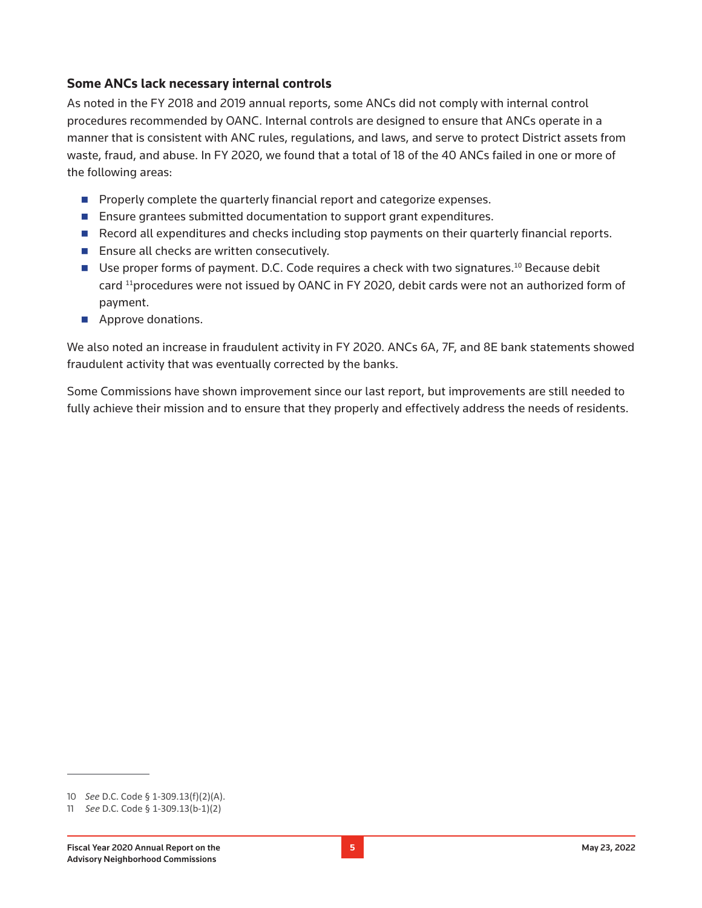### Some ANCs lack necessary internal controls

As noted in the FY 2018 and 2019 annual reports, some ANCs did not comply with internal control procedures recommended by OANC. Internal controls are designed to ensure that ANCs operate in a manner that is consistent with ANC rules, regulations, and laws, and serve to protect District assets from waste, fraud, and abuse. In FY 2020, we found that a total of 18 of the 40 ANCs failed in one or more of the following areas:

- Properly complete the quarterly financial report and categorize expenses.
- Ensure grantees submitted documentation to support grant expenditures.
- Record all expenditures and checks including stop payments on their quarterly financial reports.
- Ensure all checks are written consecutively.
- Use proper forms of payment. D.C. Code requires a check with two signatures.[10] Because debit card [11]procedures were not issued by OANC in FY 2020, debit cards were not an authorized form of payment.
- Approve donations.

We also noted an increase in fraudulent activity in FY 2020. ANCs 6A, 7F, and 8E bank statements showed fraudulent activity that was eventually corrected by the banks.

Some Commissions have shown improvement since our last report, but improvements are still needed to fully achieve their mission and to ensure that they properly and effectively address the needs of residents.

---

10 *See* D.C. Code § 1-309.13(f)(2)(A).

11 *See* D.C. Code § 1-309.13(b-1)(2)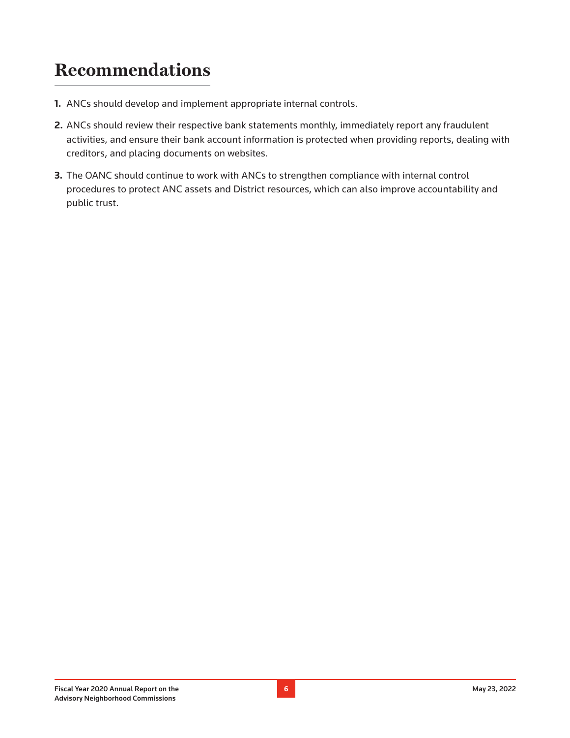# Recommendations

1. ANCs should develop and implement appropriate internal controls.
2. ANCs should review their respective bank statements monthly, immediately report any fraudulent activities, and ensure their bank account information is protected when providing reports, dealing with creditors, and placing documents on websites.
3. The OANC should continue to work with ANCs to strengthen compliance with internal control procedures to protect ANC assets and District resources, which can also improve accountability and public trust.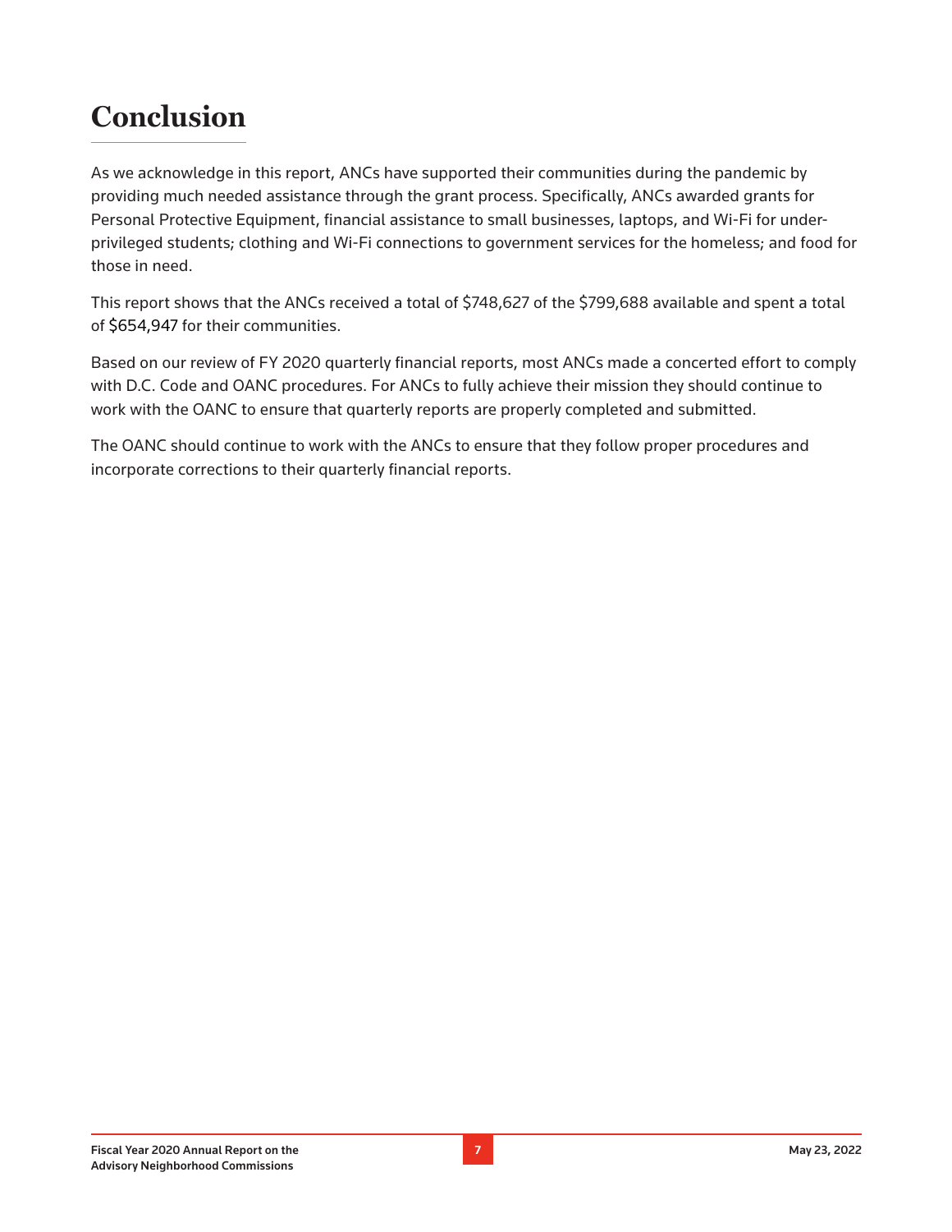# Conclusion

As we acknowledge in this report, ANCs have supported their communities during the pandemic by providing much needed assistance through the grant process. Specifically, ANCs awarded grants for Personal Protective Equipment, financial assistance to small businesses, laptops, and Wi-Fi for under-privileged students; clothing and Wi-Fi connections to government services for the homeless; and food for those in need.

This report shows that the ANCs received a total of $748,627 of the $799,688 available and spent a total of $654,947 for their communities.

Based on our review of FY 2020 quarterly financial reports, most ANCs made a concerted effort to comply with D.C. Code and OANC procedures. For ANCs to fully achieve their mission they should continue to work with the OANC to ensure that quarterly reports are properly completed and submitted.

The OANC should continue to work with the ANCs to ensure that they follow proper procedures and incorporate corrections to their quarterly financial reports.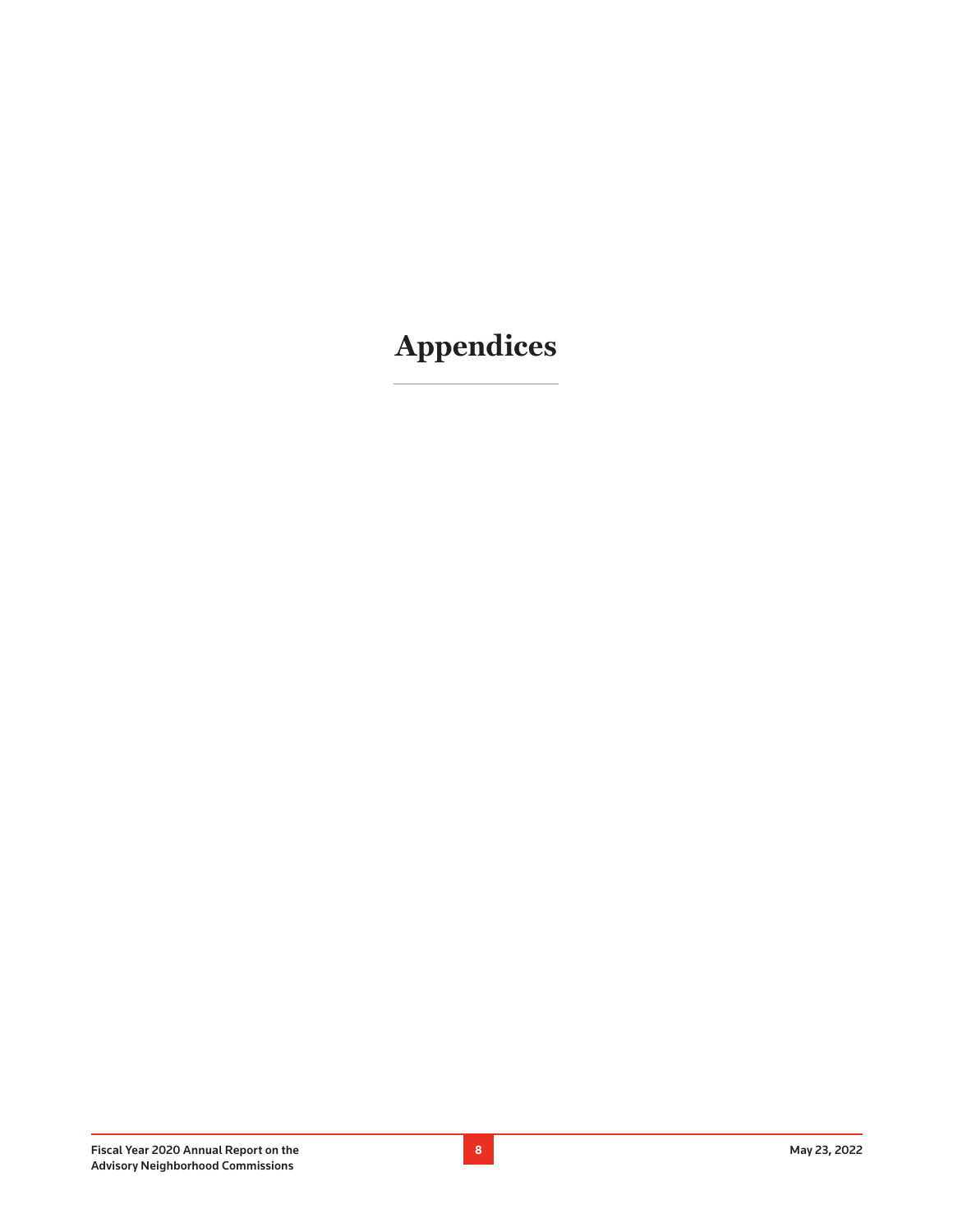# Appendices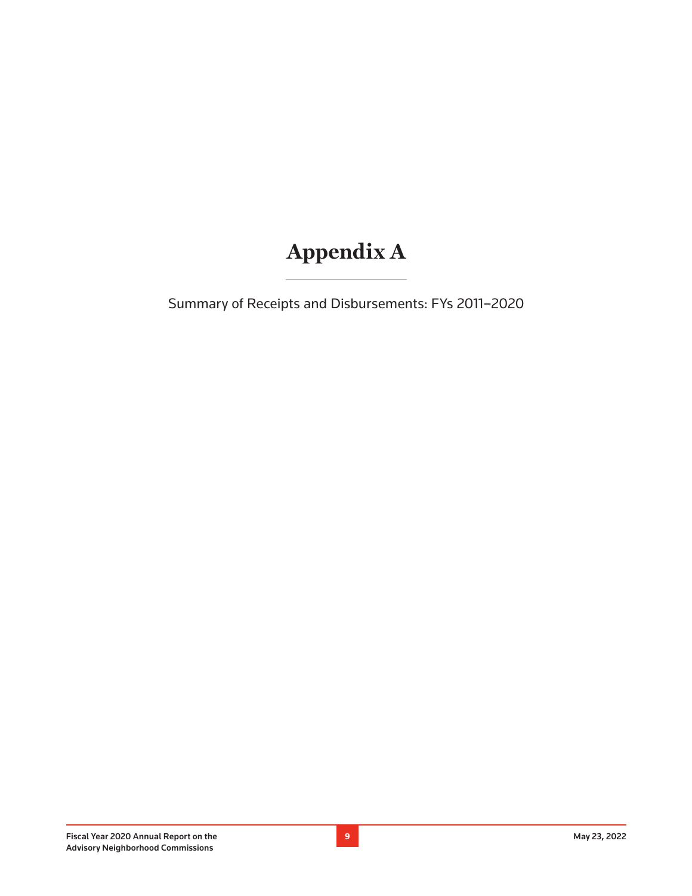# Appendix A

Summary of Receipts and Disbursements: FYs 2011–2020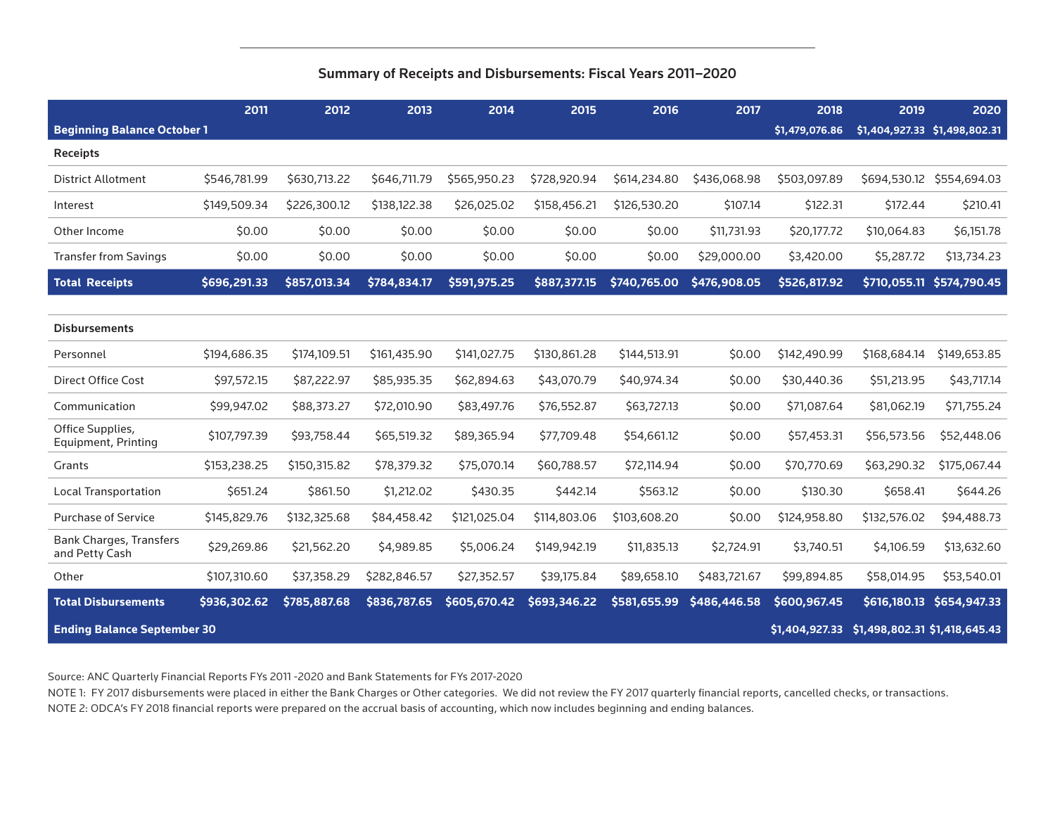### Summary of Receipts and Disbursements: Fiscal Years 2011–2020

| | 2011 | 2012 | 2013 | 2014 | 2015 | 2016 | 2017 | 2018 | 2019 | 2020 |
|---|---|---|---|---|---|---|---|---|---|---|
| **Beginning Balance October 1** | | | | | | | | **$1,479,076.86** | **$1,404,927.33** | **$1,498,802.31** |
| **Receipts** | | | | | | | | | | |
| District Allotment | $546,781.99 | $630,713.22 | $646,711.79 | $565,950.23 | $728,920.94 | $614,234.80 | $436,068.98 | $503,097.89 | $694,530.12 | $554,694.03 |
| Interest | $149,509.34 | $226,300.12 | $138,122.38 | $26,025.02 | $158,456.21 | $126,530.20 | $107.14 | $122.31 | $172.44 | $210.41 |
| Other Income | $0.00 | $0.00 | $0.00 | $0.00 | $0.00 | $0.00 | $11,731.93 | $20,177.72 | $10,064.83 | $6,151.78 |
| Transfer from Savings | $0.00 | $0.00 | $0.00 | $0.00 | $0.00 | $0.00 | $29,000.00 | $3,420.00 | $5,287.72 | $13,734.23 |
| **Total Receipts** | **$696,291.33** | **$857,013.34** | **$784,834.17** | **$591,975.25** | **$887,377.15** | **$740,765.00** | **$476,908.05** | **$526,817.92** | **$710,055.11** | **$574,790.45** |
| **Disbursements** | | | | | | | | | | |
| Personnel | $194,686.35 | $174,109.51 | $161,435.90 | $141,027.75 | $130,861.28 | $144,513.91 | $0.00 | $142,490.99 | $168,684.14 | $149,653.85 |
| Direct Office Cost | $97,572.15 | $87,222.97 | $85,935.35 | $62,894.63 | $43,070.79 | $40,974.34 | $0.00 | $30,440.36 | $51,213.95 | $43,717.14 |
| Communication | $99,947.02 | $88,373.27 | $72,010.90 | $83,497.76 | $76,552.87 | $63,727.13 | $0.00 | $71,087.64 | $81,062.19 | $71,755.24 |
| Office Supplies, Equipment, Printing | $107,797.39 | $93,758.44 | $65,519.32 | $89,365.94 | $77,709.48 | $54,661.12 | $0.00 | $57,453.31 | $56,573.56 | $52,448.06 |
| Grants | $153,238.25 | $150,315.82 | $78,379.32 | $75,070.14 | $60,788.57 | $72,114.94 | $0.00 | $70,770.69 | $63,290.32 | $175,067.44 |
| Local Transportation | $651.24 | $861.50 | $1,212.02 | $430.35 | $442.14 | $563.12 | $0.00 | $130.30 | $658.41 | $644.26 |
| Purchase of Service | $145,829.76 | $132,325.68 | $84,458.42 | $121,025.04 | $114,803.06 | $103,608.20 | $0.00 | $124,958.80 | $132,576.02 | $94,488.73 |
| Bank Charges, Transfers and Petty Cash | $29,269.86 | $21,562.20 | $4,989.85 | $5,006.24 | $149,942.19 | $11,835.13 | $2,724.91 | $3,740.51 | $4,106.59 | $13,632.60 |
| Other | $107,310.60 | $37,358.29 | $282,846.57 | $27,352.57 | $39,175.84 | $89,658.10 | $483,721.67 | $99,894.85 | $58,014.95 | $53,540.01 |
| **Total Disbursements** | **$936,302.62** | **$785,887.68** | **$836,787.65** | **$605,670.42** | **$693,346.22** | **$581,655.99** | **$486,446.58** | **$600,967.45** | **$616,180.13** | **$654,947.33** |
| **Ending Balance September 30** | | | | | | | | **$1,404,927.33** | **$1,498,802.31** | **$1,418,645.43** |

Source: ANC Quarterly Financial Reports FYs 2011 -2020 and Bank Statements for FYs 2017-2020

NOTE 1: FY 2017 disbursements were placed in either the Bank Charges or Other categories. We did not review the FY 2017 quarterly financial reports, cancelled checks, or transactions.

NOTE 2: ODCA's FY 2018 financial reports were prepared on the accrual basis of accounting, which now includes beginning and ending balances.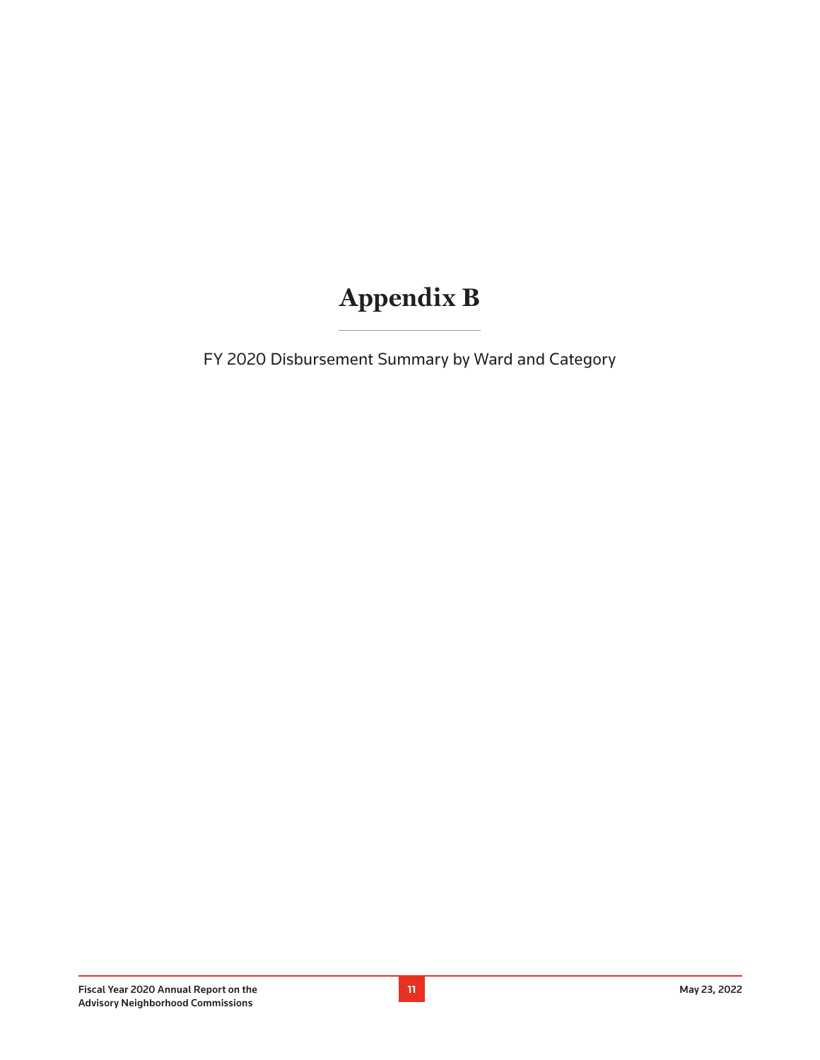# Appendix B

FY 2020 Disbursement Summary by Ward and Category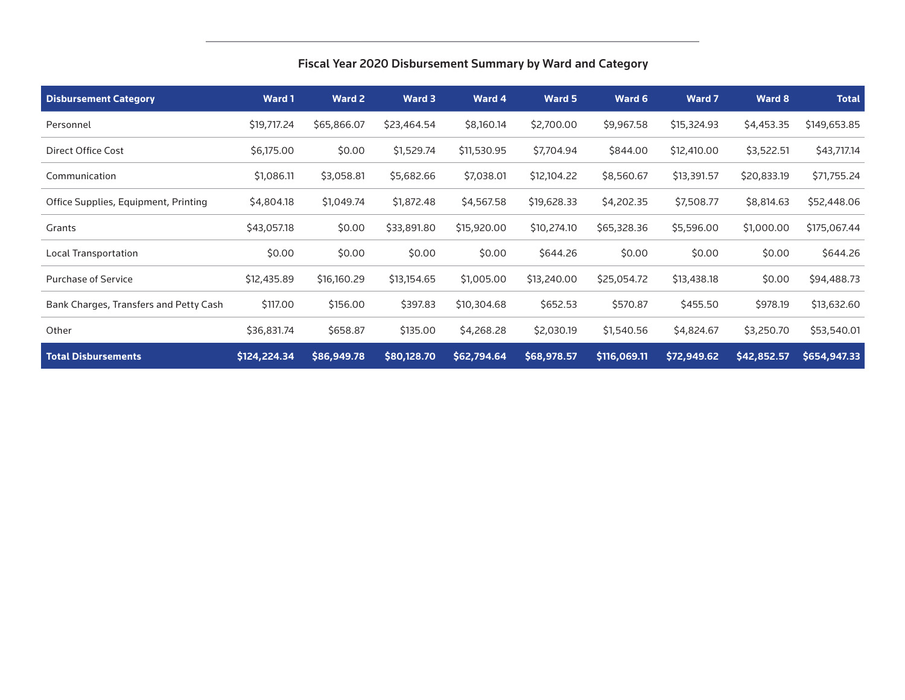### Fiscal Year 2020 Disbursement Summary by Ward and Category

| Disbursement Category | Ward 1 | Ward 2 | Ward 3 | Ward 4 | Ward 5 | Ward 6 | Ward 7 | Ward 8 | Total |
|---|---|---|---|---|---|---|---|---|---|
| Personnel | $19,717.24 | $65,866.07 | $23,464.54 | $8,160.14 | $2,700.00 | $9,967.58 | $15,324.93 | $4,453.35 | $149,653.85 |
| Direct Office Cost | $6,175.00 | $0.00 | $1,529.74 | $11,530.95 | $7,704.94 | $844.00 | $12,410.00 | $3,522.51 | $43,717.14 |
| Communication | $1,086.11 | $3,058.81 | $5,682.66 | $7,038.01 | $12,104.22 | $8,560.67 | $13,391.57 | $20,833.19 | $71,755.24 |
| Office Supplies, Equipment, Printing | $4,804.18 | $1,049.74 | $1,872.48 | $4,567.58 | $19,628.33 | $4,202.35 | $7,508.77 | $8,814.63 | $52,448.06 |
| Grants | $43,057.18 | $0.00 | $33,891.80 | $15,920.00 | $10,274.10 | $65,328.36 | $5,596.00 | $1,000.00 | $175,067.44 |
| Local Transportation | $0.00 | $0.00 | $0.00 | $0.00 | $644.26 | $0.00 | $0.00 | $0.00 | $644.26 |
| Purchase of Service | $12,435.89 | $16,160.29 | $13,154.65 | $1,005.00 | $13,240.00 | $25,054.72 | $13,438.18 | $0.00 | $94,488.73 |
| Bank Charges, Transfers and Petty Cash | $117.00 | $156.00 | $397.83 | $10,304.68 | $652.53 | $570.87 | $455.50 | $978.19 | $13,632.60 |
| Other | $36,831.74 | $658.87 | $135.00 | $4,268.28 | $2,030.19 | $1,540.56 | $4,824.67 | $3,250.70 | $53,540.01 |
| **Total Disbursements** | **$124,224.34** | **$86,949.78** | **$80,128.70** | **$62,794.64** | **$68,978.57** | **$116,069.11** | **$72,949.62** | **$42,852.57** | **$654,947.33** |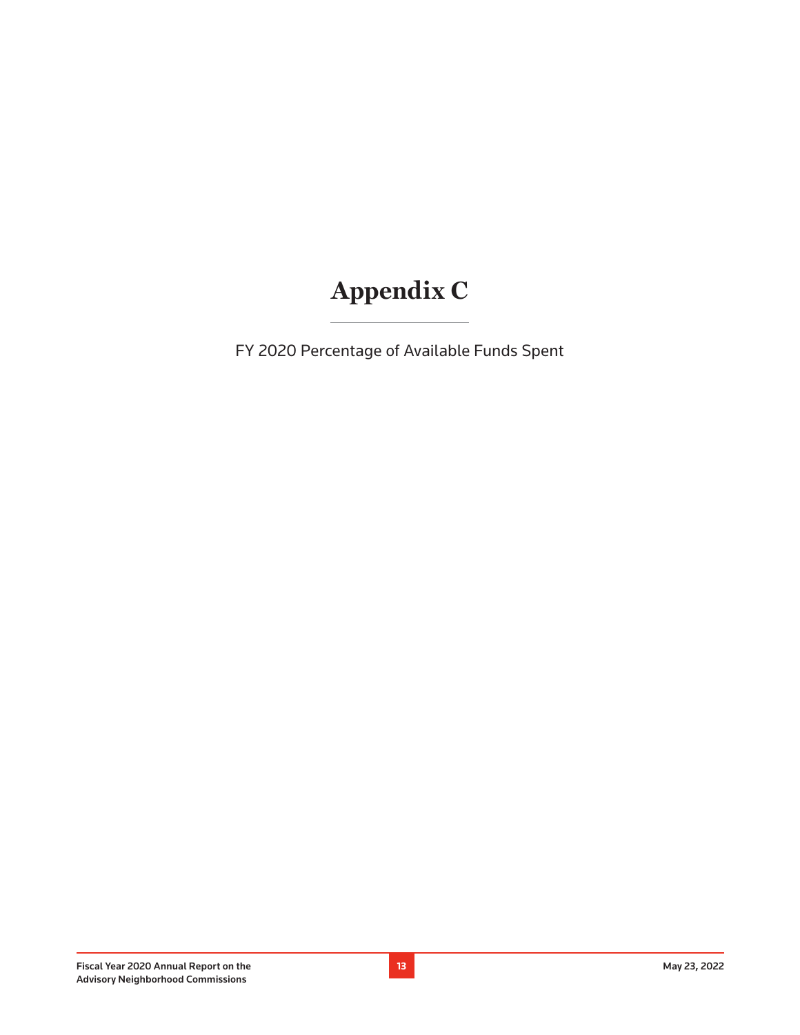# Appendix C

FY 2020 Percentage of Available Funds Spent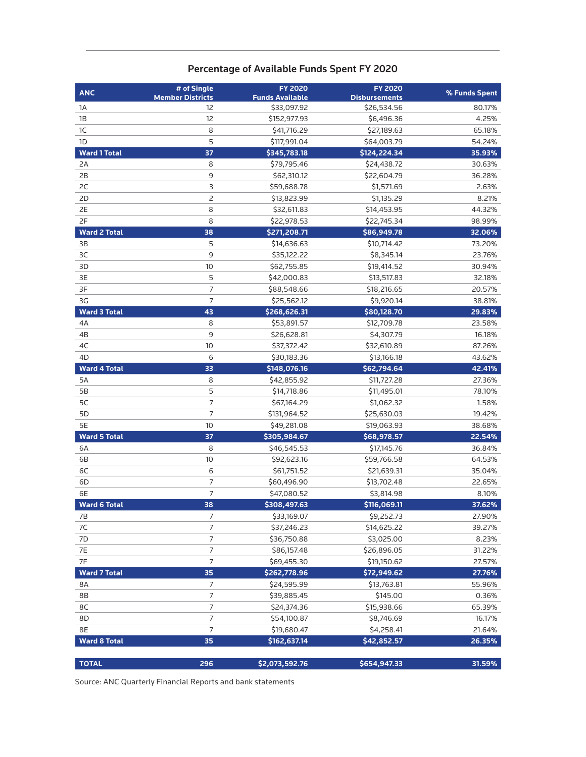### Percentage of Available Funds Spent FY 2020

| ANC | # of Single Member Districts | FY 2020 Funds Available | FY 2020 Disbursements | % Funds Spent |
|---|---|---|---|---|
| 1A | 12 | $33,097.92 | $26,534.56 | 80.17% |
| 1B | 12 | $152,977.93 | $6,496.36 | 4.25% |
| 1C | 8 | $41,716.29 | $27,189.63 | 65.18% |
| 1D | 5 | $117,991.04 | $64,003.79 | 54.24% |
| **Ward 1 Total** | **37** | **$345,783.18** | **$124,224.34** | **35.93%** |
| 2A | 8 | $79,795.46 | $24,438.72 | 30.63% |
| 2B | 9 | $62,310.12 | $22,604.79 | 36.28% |
| 2C | 3 | $59,688.78 | $1,571.69 | 2.63% |
| 2D | 2 | $13,823.99 | $1,135.29 | 8.21% |
| 2E | 8 | $32,611.83 | $14,453.95 | 44.32% |
| 2F | 8 | $22,978.53 | $22,745.34 | 98.99% |
| **Ward 2 Total** | **38** | **$271,208.71** | **$86,949.78** | **32.06%** |
| 3B | 5 | $14,636.63 | $10,714.42 | 73.20% |
| 3C | 9 | $35,122.22 | $8,345.14 | 23.76% |
| 3D | 10 | $62,755.85 | $19,414.52 | 30.94% |
| 3E | 5 | $42,000.83 | $13,517.83 | 32.18% |
| 3F | 7 | $88,548.66 | $18,216.65 | 20.57% |
| 3G | 7 | $25,562.12 | $9,920.14 | 38.81% |
| **Ward 3 Total** | **43** | **$268,626.31** | **$80,128.70** | **29.83%** |
| 4A | 8 | $53,891.57 | $12,709.78 | 23.58% |
| 4B | 9 | $26,628.81 | $4,307.79 | 16.18% |
| 4C | 10 | $37,372.42 | $32,610.89 | 87.26% |
| 4D | 6 | $30,183.36 | $13,166.18 | 43.62% |
| **Ward 4 Total** | **33** | **$148,076.16** | **$62,794.64** | **42.41%** |
| 5A | 8 | $42,855.92 | $11,727.28 | 27.36% |
| 5B | 5 | $14,718.86 | $11,495.01 | 78.10% |
| 5C | 7 | $67,164.29 | $1,062.32 | 1.58% |
| 5D | 7 | $131,964.52 | $25,630.03 | 19.42% |
| 5E | 10 | $49,281.08 | $19,063.93 | 38.68% |
| **Ward 5 Total** | **37** | **$305,984.67** | **$68,978.57** | **22.54%** |
| 6A | 8 | $46,545.53 | $17,145.76 | 36.84% |
| 6B | 10 | $92,623.16 | $59,766.58 | 64.53% |
| 6C | 6 | $61,751.52 | $21,639.31 | 35.04% |
| 6D | 7 | $60,496.90 | $13,702.48 | 22.65% |
| 6E | 7 | $47,080.52 | $3,814.98 | 8.10% |
| **Ward 6 Total** | **38** | **$308,497.63** | **$116,069.11** | **37.62%** |
| 7B | 7 | $33,169.07 | $9,252.73 | 27.90% |
| 7C | 7 | $37,246.23 | $14,625.22 | 39.27% |
| 7D | 7 | $36,750.88 | $3,025.00 | 8.23% |
| 7E | 7 | $86,157.48 | $26,896.05 | 31.22% |
| 7F | 7 | $69,455.30 | $19,150.62 | 27.57% |
| **Ward 7 Total** | **35** | **$262,778.96** | **$72,949.62** | **27.76%** |
| 8A | 7 | $24,595.99 | $13,763.81 | 55.96% |
| 8B | 7 | $39,885.45 | $145.00 | 0.36% |
| 8C | 7 | $24,374.36 | $15,938.66 | 65.39% |
| 8D | 7 | $54,100.87 | $8,746.69 | 16.17% |
| 8E | 7 | $19,680.47 | $4,258.41 | 21.64% |
| **Ward 8 Total** | **35** | **$162,637.14** | **$42,852.57** | **26.35%** |
| | | | | |
| **TOTAL** | **296** | **$2,073,592.76** | **$654,947.33** | **31.59%** |

Source: ANC Quarterly Financial Reports and bank statements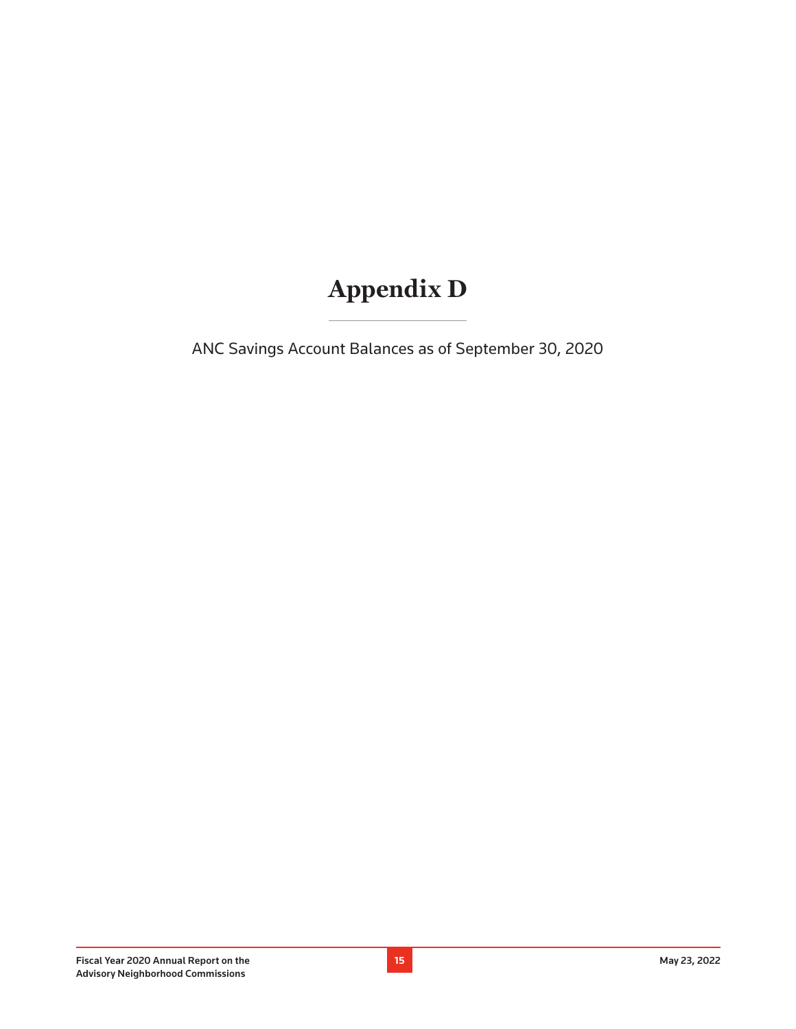# Appendix D

ANC Savings Account Balances as of September 30, 2020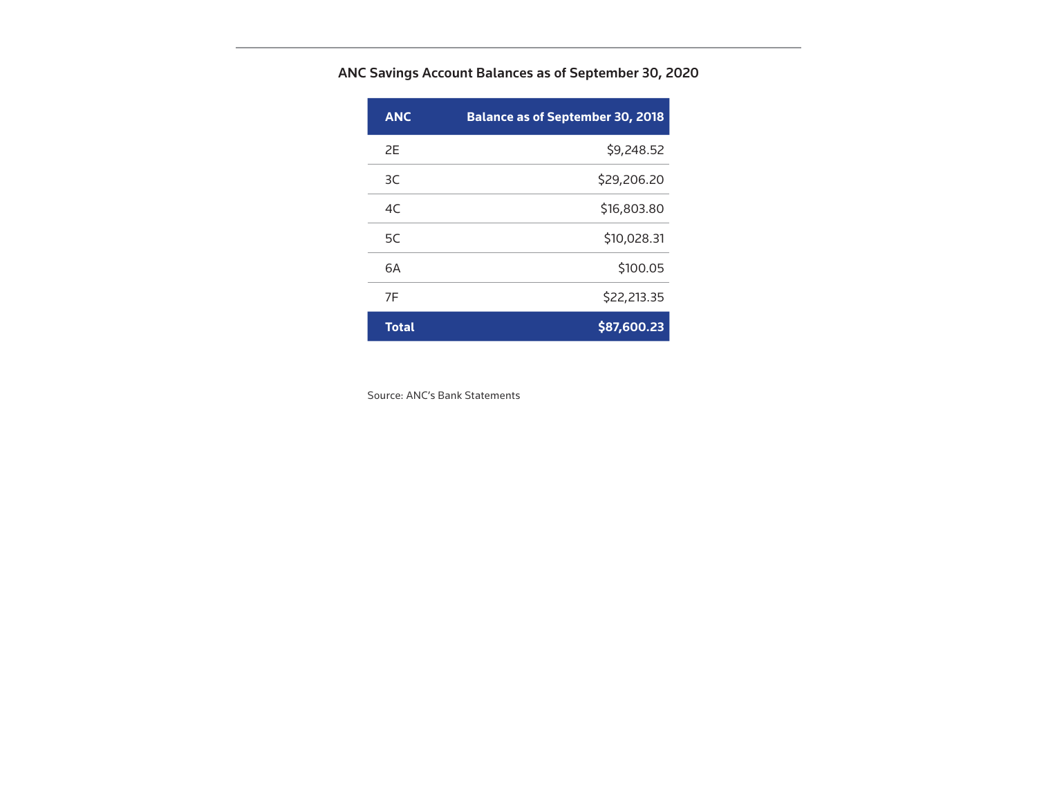**ANC Savings Account Balances as of September 30, 2020**

| ANC | Balance as of September 30, 2018 |
|---|---:|
| 2E | $9,248.52 |
| 3C | $29,206.20 |
| 4C | $16,803.80 |
| 5C | $10,028.31 |
| 6A | $100.05 |
| 7F | $22,213.35 |
| **Total** | **$87,600.23** |

Source: ANC's Bank Statements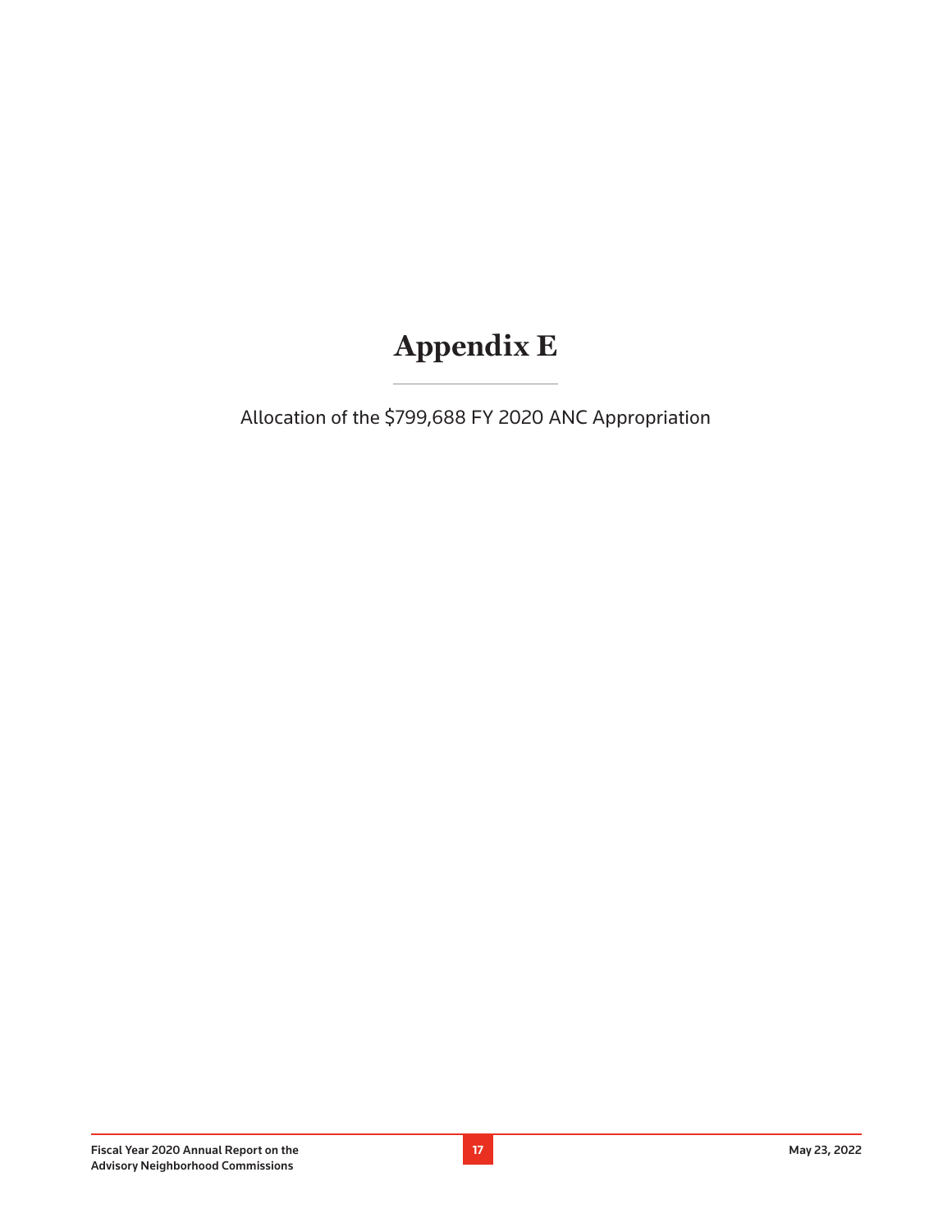# Appendix E

Allocation of the $799,688 FY 2020 ANC Appropriation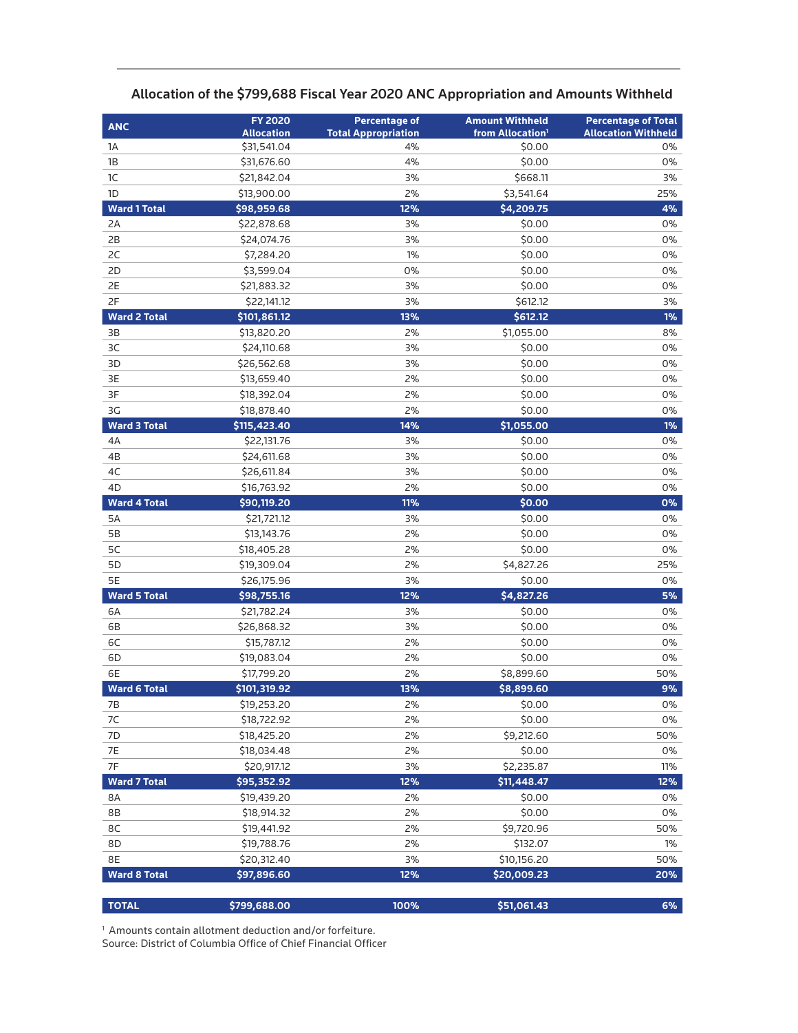## Allocation of the $799,688 Fiscal Year 2020 ANC Appropriation and Amounts Withheld

| ANC | FY 2020 Allocation | Percentage of Total Appropriation | Amount Withheld from Allocation[1] | Percentage of Total Allocation Withheld |
|---|---|---|---|---|
| 1A | $31,541.04 | 4% | $0.00 | 0% |
| 1B | $31,676.60 | 4% | $0.00 | 0% |
| 1C | $21,842.04 | 3% | $668.11 | 3% |
| 1D | $13,900.00 | 2% | $3,541.64 | 25% |
| **Ward 1 Total** | **$98,959.68** | **12%** | **$4,209.75** | **4%** |
| 2A | $22,878.68 | 3% | $0.00 | 0% |
| 2B | $24,074.76 | 3% | $0.00 | 0% |
| 2C | $7,284.20 | 1% | $0.00 | 0% |
| 2D | $3,599.04 | 0% | $0.00 | 0% |
| 2E | $21,883.32 | 3% | $0.00 | 0% |
| 2F | $22,141.12 | 3% | $612.12 | 3% |
| **Ward 2 Total** | **$101,861.12** | **13%** | **$612.12** | **1%** |
| 3B | $13,820.20 | 2% | $1,055.00 | 8% |
| 3C | $24,110.68 | 3% | $0.00 | 0% |
| 3D | $26,562.68 | 3% | $0.00 | 0% |
| 3E | $13,659.40 | 2% | $0.00 | 0% |
| 3F | $18,392.04 | 2% | $0.00 | 0% |
| 3G | $18,878.40 | 2% | $0.00 | 0% |
| **Ward 3 Total** | **$115,423.40** | **14%** | **$1,055.00** | **1%** |
| 4A | $22,131.76 | 3% | $0.00 | 0% |
| 4B | $24,611.68 | 3% | $0.00 | 0% |
| 4C | $26,611.84 | 3% | $0.00 | 0% |
| 4D | $16,763.92 | 2% | $0.00 | 0% |
| **Ward 4 Total** | **$90,119.20** | **11%** | **$0.00** | **0%** |
| 5A | $21,721.12 | 3% | $0.00 | 0% |
| 5B | $13,143.76 | 2% | $0.00 | 0% |
| 5C | $18,405.28 | 2% | $0.00 | 0% |
| 5D | $19,309.04 | 2% | $4,827.26 | 25% |
| 5E | $26,175.96 | 3% | $0.00 | 0% |
| **Ward 5 Total** | **$98,755.16** | **12%** | **$4,827.26** | **5%** |
| 6A | $21,782.24 | 3% | $0.00 | 0% |
| 6B | $26,868.32 | 3% | $0.00 | 0% |
| 6C | $15,787.12 | 2% | $0.00 | 0% |
| 6D | $19,083.04 | 2% | $0.00 | 0% |
| 6E | $17,799.20 | 2% | $8,899.60 | 50% |
| **Ward 6 Total** | **$101,319.92** | **13%** | **$8,899.60** | **9%** |
| 7B | $19,253.20 | 2% | $0.00 | 0% |
| 7C | $18,722.92 | 2% | $0.00 | 0% |
| 7D | $18,425.20 | 2% | $9,212.60 | 50% |
| 7E | $18,034.48 | 2% | $0.00 | 0% |
| 7F | $20,917.12 | 3% | $2,235.87 | 11% |
| **Ward 7 Total** | **$95,352.92** | **12%** | **$11,448.47** | **12%** |
| 8A | $19,439.20 | 2% | $0.00 | 0% |
| 8B | $18,914.32 | 2% | $0.00 | 0% |
| 8C | $19,441.92 | 2% | $9,720.96 | 50% |
| 8D | $19,788.76 | 2% | $132.07 | 1% |
| 8E | $20,312.40 | 3% | $10,156.20 | 50% |
| **Ward 8 Total** | **$97,896.60** | **12%** | **$20,009.23** | **20%** |
| **TOTAL** | **$799,688.00** | **100%** | **$51,061.43** | **6%** |

[1] Amounts contain allotment deduction and/or forfeiture.
Source: District of Columbia Office of Chief Financial Officer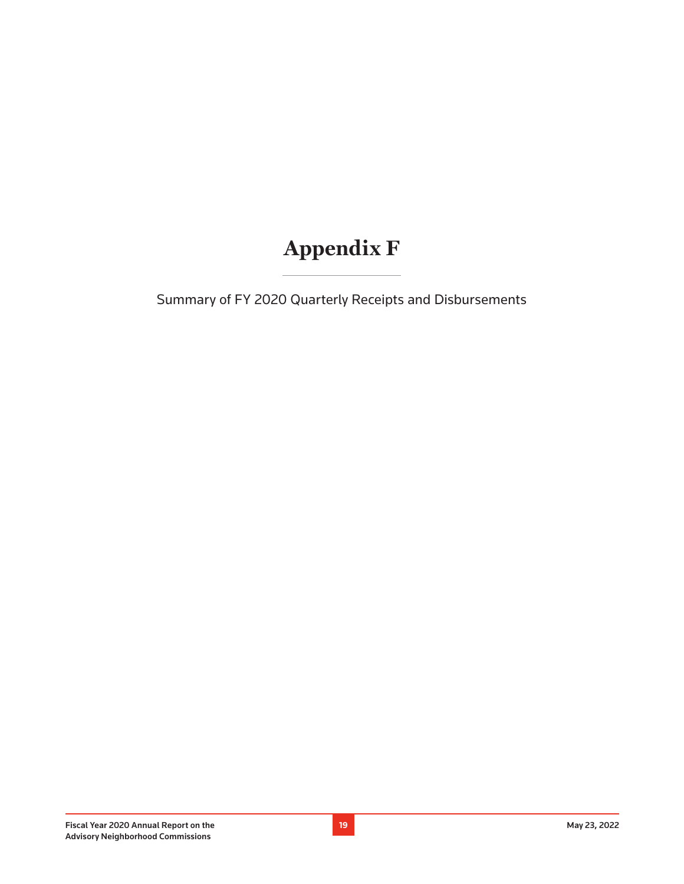# Appendix F

Summary of FY 2020 Quarterly Receipts and Disbursements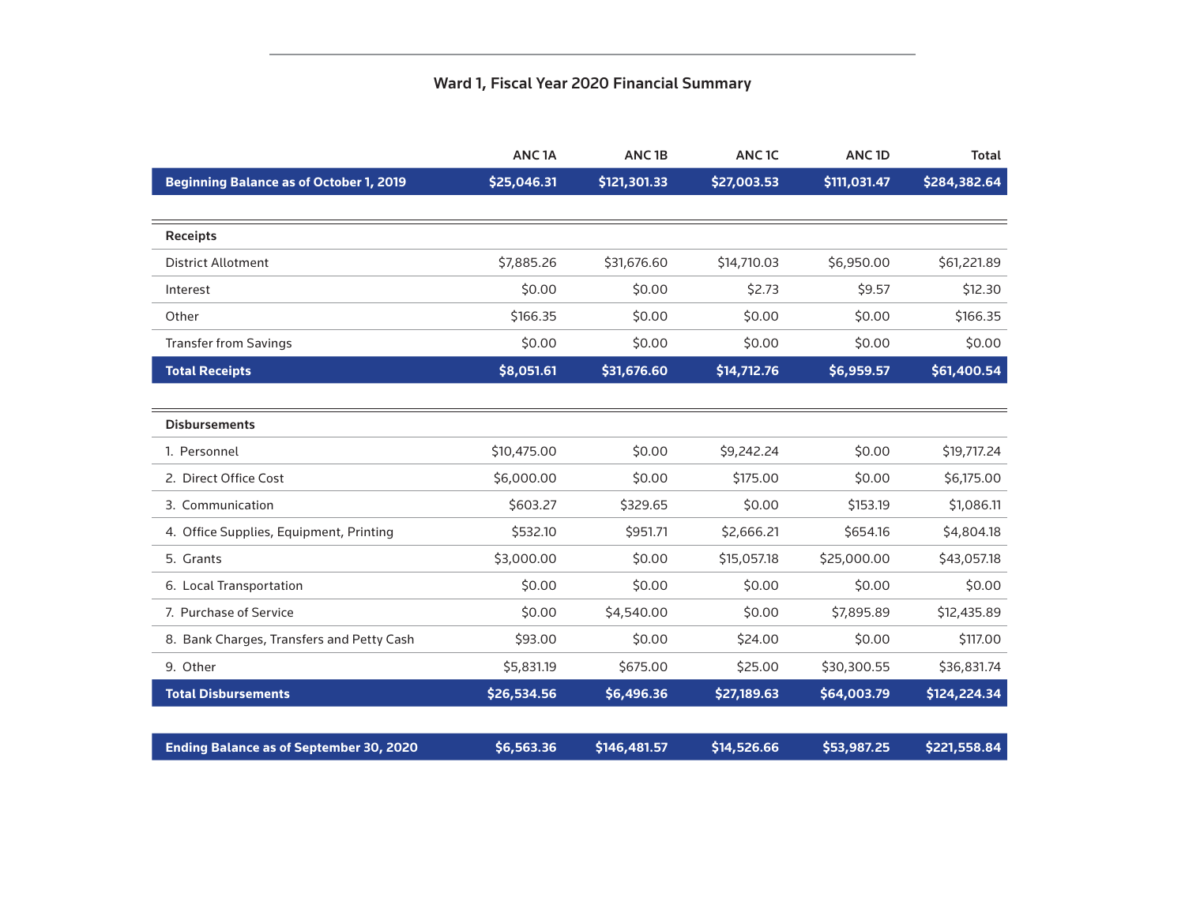## Ward 1, Fiscal Year 2020 Financial Summary

| | ANC 1A | ANC 1B | ANC 1C | ANC 1D | Total |
|---|---|---|---|---|---|
| **Beginning Balance as of October 1, 2019** | **$25,046.31** | **$121,301.33** | **$27,003.53** | **$111,031.47** | **$284,382.64** |
| **Receipts** | | | | | |
| District Allotment | $7,885.26 | $31,676.60 | $14,710.03 | $6,950.00 | $61,221.89 |
| Interest | $0.00 | $0.00 | $2.73 | $9.57 | $12.30 |
| Other | $166.35 | $0.00 | $0.00 | $0.00 | $166.35 |
| Transfer from Savings | $0.00 | $0.00 | $0.00 | $0.00 | $0.00 |
| **Total Receipts** | **$8,051.61** | **$31,676.60** | **$14,712.76** | **$6,959.57** | **$61,400.54** |
| **Disbursements** | | | | | |
| 1. Personnel | $10,475.00 | $0.00 | $9,242.24 | $0.00 | $19,717.24 |
| 2. Direct Office Cost | $6,000.00 | $0.00 | $175.00 | $0.00 | $6,175.00 |
| 3. Communication | $603.27 | $329.65 | $0.00 | $153.19 | $1,086.11 |
| 4. Office Supplies, Equipment, Printing | $532.10 | $951.71 | $2,666.21 | $654.16 | $4,804.18 |
| 5. Grants | $3,000.00 | $0.00 | $15,057.18 | $25,000.00 | $43,057.18 |
| 6. Local Transportation | $0.00 | $0.00 | $0.00 | $0.00 | $0.00 |
| 7. Purchase of Service | $0.00 | $4,540.00 | $0.00 | $7,895.89 | $12,435.89 |
| 8. Bank Charges, Transfers and Petty Cash | $93.00 | $0.00 | $24.00 | $0.00 | $117.00 |
| 9. Other | $5,831.19 | $675.00 | $25.00 | $30,300.55 | $36,831.74 |
| **Total Disbursements** | **$26,534.56** | **$6,496.36** | **$27,189.63** | **$64,003.79** | **$124,224.34** |
| **Ending Balance as of September 30, 2020** | **$6,563.36** | **$146,481.57** | **$14,526.66** | **$53,987.25** | **$221,558.84** |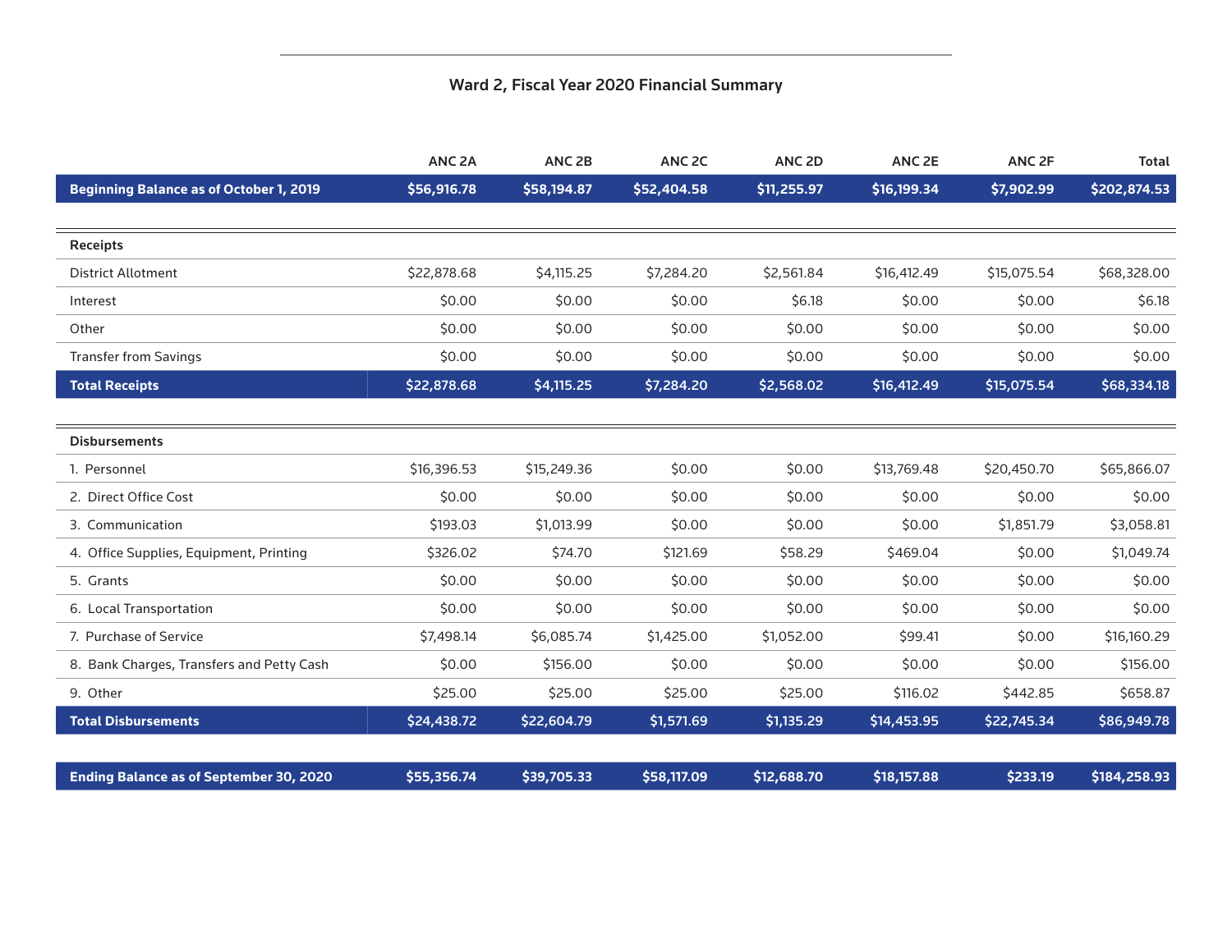## Ward 2, Fiscal Year 2020 Financial Summary

| | ANC 2A | ANC 2B | ANC 2C | ANC 2D | ANC 2E | ANC 2F | Total |
|---|---|---|---|---|---|---|---|
| **Beginning Balance as of October 1, 2019** | **$56,916.78** | **$58,194.87** | **$52,404.58** | **$11,255.97** | **$16,199.34** | **$7,902.99** | **$202,874.53** |
| **Receipts** | | | | | | | |
| District Allotment | $22,878.68 | $4,115.25 | $7,284.20 | $2,561.84 | $16,412.49 | $15,075.54 | $68,328.00 |
| Interest | $0.00 | $0.00 | $0.00 | $6.18 | $0.00 | $0.00 | $6.18 |
| Other | $0.00 | $0.00 | $0.00 | $0.00 | $0.00 | $0.00 | $0.00 |
| Transfer from Savings | $0.00 | $0.00 | $0.00 | $0.00 | $0.00 | $0.00 | $0.00 |
| **Total Receipts** | **$22,878.68** | **$4,115.25** | **$7,284.20** | **$2,568.02** | **$16,412.49** | **$15,075.54** | **$68,334.18** |
| **Disbursements** | | | | | | | |
| 1. Personnel | $16,396.53 | $15,249.36 | $0.00 | $0.00 | $13,769.48 | $20,450.70 | $65,866.07 |
| 2. Direct Office Cost | $0.00 | $0.00 | $0.00 | $0.00 | $0.00 | $0.00 | $0.00 |
| 3. Communication | $193.03 | $1,013.99 | $0.00 | $0.00 | $0.00 | $1,851.79 | $3,058.81 |
| 4. Office Supplies, Equipment, Printing | $326.02 | $74.70 | $121.69 | $58.29 | $469.04 | $0.00 | $1,049.74 |
| 5. Grants | $0.00 | $0.00 | $0.00 | $0.00 | $0.00 | $0.00 | $0.00 |
| 6. Local Transportation | $0.00 | $0.00 | $0.00 | $0.00 | $0.00 | $0.00 | $0.00 |
| 7. Purchase of Service | $7,498.14 | $6,085.74 | $1,425.00 | $1,052.00 | $99.41 | $0.00 | $16,160.29 |
| 8. Bank Charges, Transfers and Petty Cash | $0.00 | $156.00 | $0.00 | $0.00 | $0.00 | $0.00 | $156.00 |
| 9. Other | $25.00 | $25.00 | $25.00 | $25.00 | $116.02 | $442.85 | $658.87 |
| **Total Disbursements** | **$24,438.72** | **$22,604.79** | **$1,571.69** | **$1,135.29** | **$14,453.95** | **$22,745.34** | **$86,949.78** |
| **Ending Balance as of September 30, 2020** | **$55,356.74** | **$39,705.33** | **$58,117.09** | **$12,688.70** | **$18,157.88** | **$233.19** | **$184,258.93** |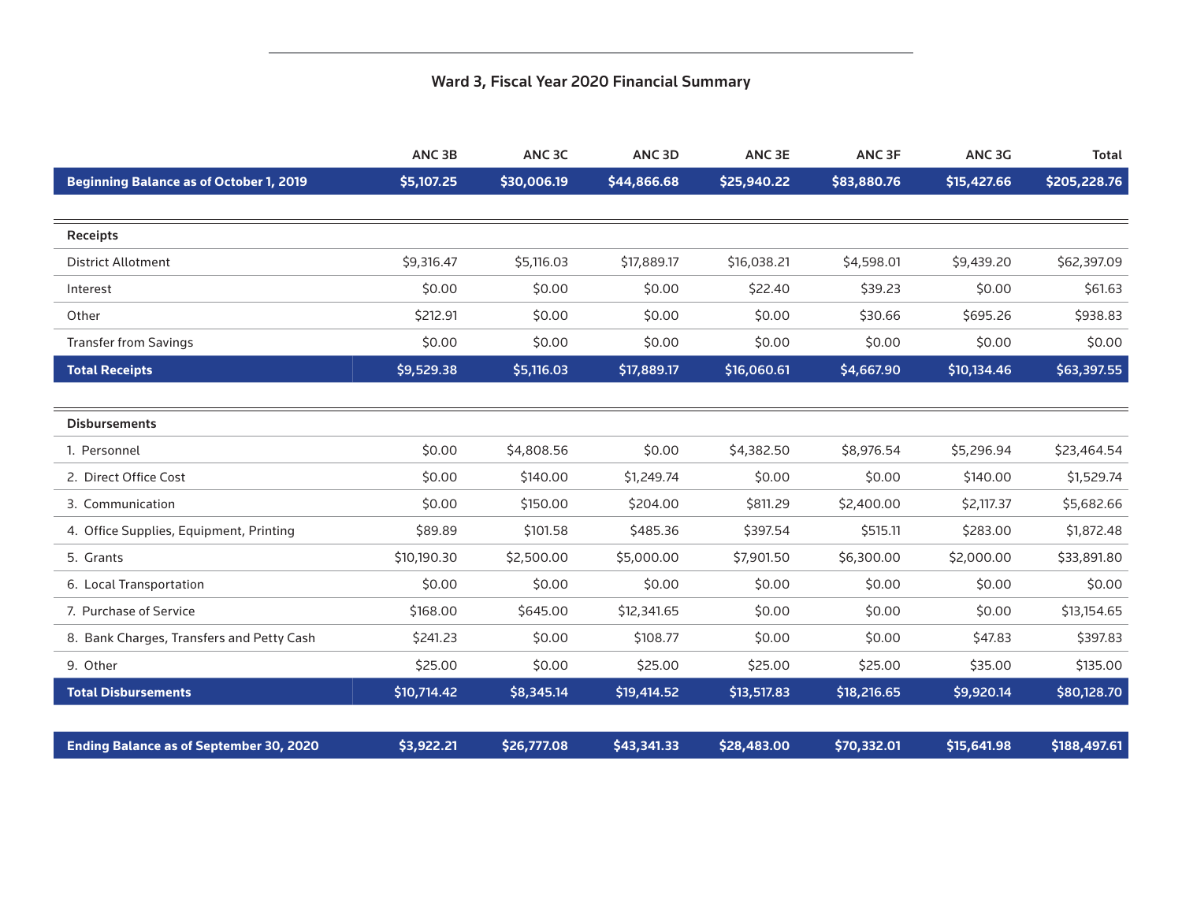## Ward 3, Fiscal Year 2020 Financial Summary

| | ANC 3B | ANC 3C | ANC 3D | ANC 3E | ANC 3F | ANC 3G | Total |
|---|---|---|---|---|---|---|---|
| **Beginning Balance as of October 1, 2019** | **$5,107.25** | **$30,006.19** | **$44,866.68** | **$25,940.22** | **$83,880.76** | **$15,427.66** | **$205,228.76** |
| **Receipts** | | | | | | | |
| District Allotment | $9,316.47 | $5,116.03 | $17,889.17 | $16,038.21 | $4,598.01 | $9,439.20 | $62,397.09 |
| Interest | $0.00 | $0.00 | $0.00 | $22.40 | $39.23 | $0.00 | $61.63 |
| Other | $212.91 | $0.00 | $0.00 | $0.00 | $30.66 | $695.26 | $938.83 |
| Transfer from Savings | $0.00 | $0.00 | $0.00 | $0.00 | $0.00 | $0.00 | $0.00 |
| **Total Receipts** | **$9,529.38** | **$5,116.03** | **$17,889.17** | **$16,060.61** | **$4,667.90** | **$10,134.46** | **$63,397.55** |
| **Disbursements** | | | | | | | |
| 1. Personnel | $0.00 | $4,808.56 | $0.00 | $4,382.50 | $8,976.54 | $5,296.94 | $23,464.54 |
| 2. Direct Office Cost | $0.00 | $140.00 | $1,249.74 | $0.00 | $0.00 | $140.00 | $1,529.74 |
| 3. Communication | $0.00 | $150.00 | $204.00 | $811.29 | $2,400.00 | $2,117.37 | $5,682.66 |
| 4. Office Supplies, Equipment, Printing | $89.89 | $101.58 | $485.36 | $397.54 | $515.11 | $283.00 | $1,872.48 |
| 5. Grants | $10,190.30 | $2,500.00 | $5,000.00 | $7,901.50 | $6,300.00 | $2,000.00 | $33,891.80 |
| 6. Local Transportation | $0.00 | $0.00 | $0.00 | $0.00 | $0.00 | $0.00 | $0.00 |
| 7. Purchase of Service | $168.00 | $645.00 | $12,341.65 | $0.00 | $0.00 | $0.00 | $13,154.65 |
| 8. Bank Charges, Transfers and Petty Cash | $241.23 | $0.00 | $108.77 | $0.00 | $0.00 | $47.83 | $397.83 |
| 9. Other | $25.00 | $0.00 | $25.00 | $25.00 | $25.00 | $35.00 | $135.00 |
| **Total Disbursements** | **$10,714.42** | **$8,345.14** | **$19,414.52** | **$13,517.83** | **$18,216.65** | **$9,920.14** | **$80,128.70** |
| **Ending Balance as of September 30, 2020** | **$3,922.21** | **$26,777.08** | **$43,341.33** | **$28,483.00** | **$70,332.01** | **$15,641.98** | **$188,497.61** |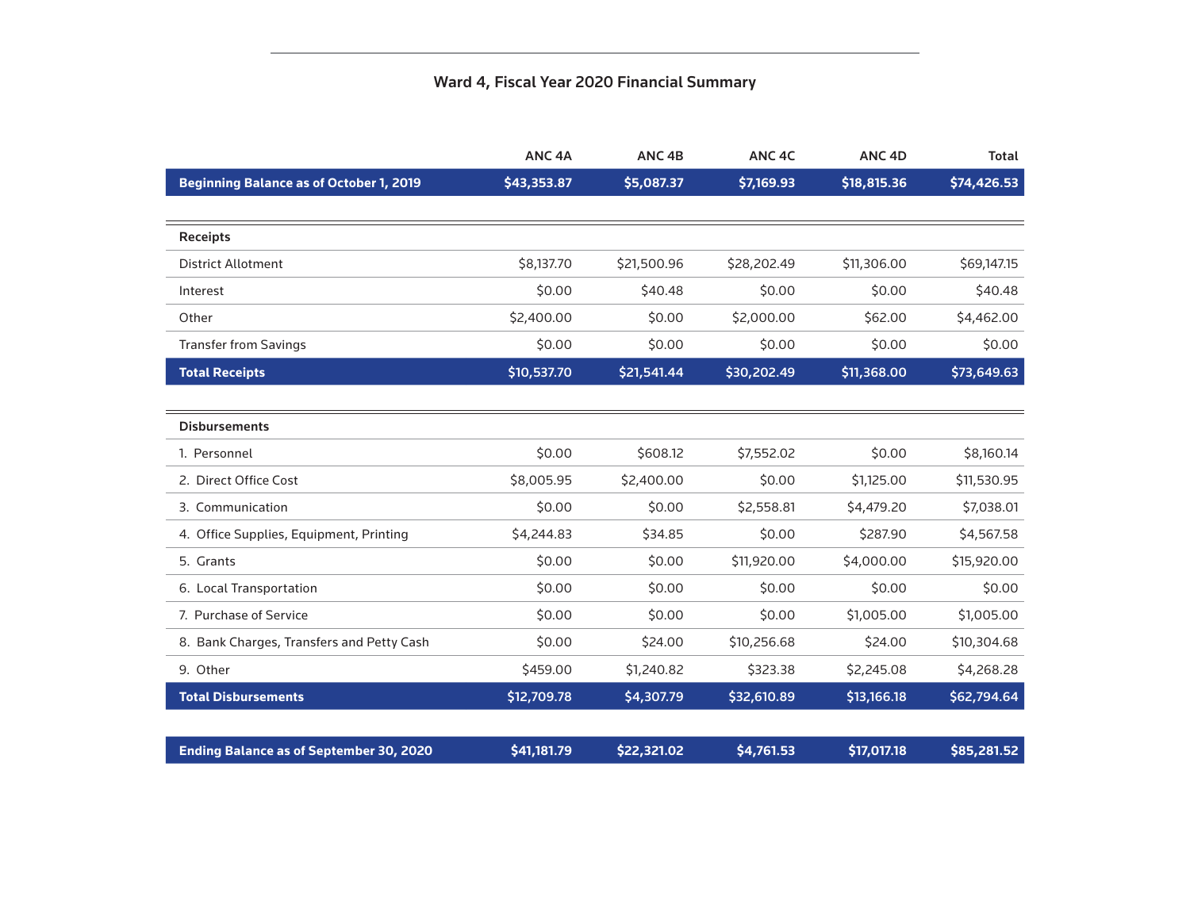## Ward 4, Fiscal Year 2020 Financial Summary

| | ANC 4A | ANC 4B | ANC 4C | ANC 4D | Total |
|---|---|---|---|---|---|
| **Beginning Balance as of October 1, 2019** | **$43,353.87** | **$5,087.37** | **$7,169.93** | **$18,815.36** | **$74,426.53** |
| **Receipts** | | | | | |
| District Allotment | $8,137.70 | $21,500.96 | $28,202.49 | $11,306.00 | $69,147.15 |
| Interest | $0.00 | $40.48 | $0.00 | $0.00 | $40.48 |
| Other | $2,400.00 | $0.00 | $2,000.00 | $62.00 | $4,462.00 |
| Transfer from Savings | $0.00 | $0.00 | $0.00 | $0.00 | $0.00 |
| **Total Receipts** | **$10,537.70** | **$21,541.44** | **$30,202.49** | **$11,368.00** | **$73,649.63** |
| **Disbursements** | | | | | |
| 1. Personnel | $0.00 | $608.12 | $7,552.02 | $0.00 | $8,160.14 |
| 2. Direct Office Cost | $8,005.95 | $2,400.00 | $0.00 | $1,125.00 | $11,530.95 |
| 3. Communication | $0.00 | $0.00 | $2,558.81 | $4,479.20 | $7,038.01 |
| 4. Office Supplies, Equipment, Printing | $4,244.83 | $34.85 | $0.00 | $287.90 | $4,567.58 |
| 5. Grants | $0.00 | $0.00 | $11,920.00 | $4,000.00 | $15,920.00 |
| 6. Local Transportation | $0.00 | $0.00 | $0.00 | $0.00 | $0.00 |
| 7. Purchase of Service | $0.00 | $0.00 | $0.00 | $1,005.00 | $1,005.00 |
| 8. Bank Charges, Transfers and Petty Cash | $0.00 | $24.00 | $10,256.68 | $24.00 | $10,304.68 |
| 9. Other | $459.00 | $1,240.82 | $323.38 | $2,245.08 | $4,268.28 |
| **Total Disbursements** | **$12,709.78** | **$4,307.79** | **$32,610.89** | **$13,166.18** | **$62,794.64** |
| **Ending Balance as of September 30, 2020** | **$41,181.79** | **$22,321.02** | **$4,761.53** | **$17,017.18** | **$85,281.52** |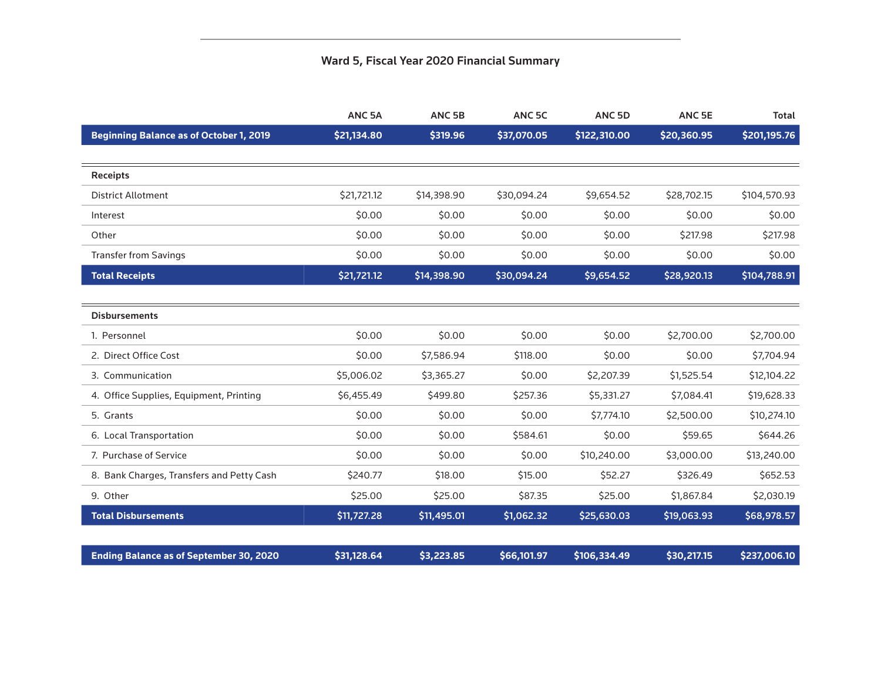## Ward 5, Fiscal Year 2020 Financial Summary

| | ANC 5A | ANC 5B | ANC 5C | ANC 5D | ANC 5E | Total |
|---|---|---|---|---|---|---|
| **Beginning Balance as of October 1, 2019** | **$21,134.80** | **$319.96** | **$37,070.05** | **$122,310.00** | **$20,360.95** | **$201,195.76** |
| **Receipts** | | | | | | |
| District Allotment | $21,721.12 | $14,398.90 | $30,094.24 | $9,654.52 | $28,702.15 | $104,570.93 |
| Interest | $0.00 | $0.00 | $0.00 | $0.00 | $0.00 | $0.00 |
| Other | $0.00 | $0.00 | $0.00 | $0.00 | $217.98 | $217.98 |
| Transfer from Savings | $0.00 | $0.00 | $0.00 | $0.00 | $0.00 | $0.00 |
| **Total Receipts** | **$21,721.12** | **$14,398.90** | **$30,094.24** | **$9,654.52** | **$28,920.13** | **$104,788.91** |
| **Disbursements** | | | | | | |
| 1. Personnel | $0.00 | $0.00 | $0.00 | $0.00 | $2,700.00 | $2,700.00 |
| 2. Direct Office Cost | $0.00 | $7,586.94 | $118.00 | $0.00 | $0.00 | $7,704.94 |
| 3. Communication | $5,006.02 | $3,365.27 | $0.00 | $2,207.39 | $1,525.54 | $12,104.22 |
| 4. Office Supplies, Equipment, Printing | $6,455.49 | $499.80 | $257.36 | $5,331.27 | $7,084.41 | $19,628.33 |
| 5. Grants | $0.00 | $0.00 | $0.00 | $7,774.10 | $2,500.00 | $10,274.10 |
| 6. Local Transportation | $0.00 | $0.00 | $584.61 | $0.00 | $59.65 | $644.26 |
| 7. Purchase of Service | $0.00 | $0.00 | $0.00 | $10,240.00 | $3,000.00 | $13,240.00 |
| 8. Bank Charges, Transfers and Petty Cash | $240.77 | $18.00 | $15.00 | $52.27 | $326.49 | $652.53 |
| 9. Other | $25.00 | $25.00 | $87.35 | $25.00 | $1,867.84 | $2,030.19 |
| **Total Disbursements** | **$11,727.28** | **$11,495.01** | **$1,062.32** | **$25,630.03** | **$19,063.93** | **$68,978.57** |
| **Ending Balance as of September 30, 2020** | **$31,128.64** | **$3,223.85** | **$66,101.97** | **$106,334.49** | **$30,217.15** | **$237,006.10** |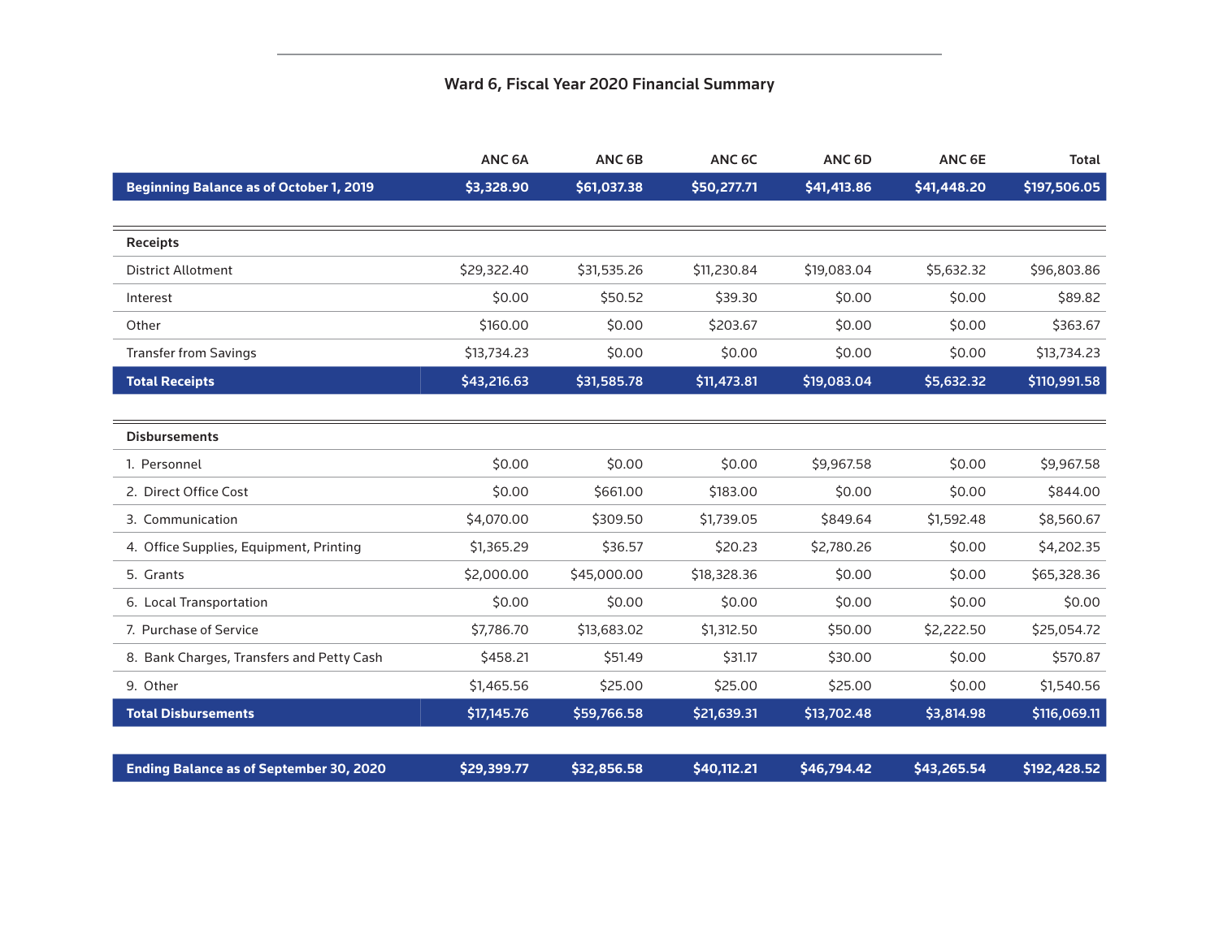### Ward 6, Fiscal Year 2020 Financial Summary

| | ANC 6A | ANC 6B | ANC 6C | ANC 6D | ANC 6E | Total |
|---|---|---|---|---|---|---|
| **Beginning Balance as of October 1, 2019** | **$3,328.90** | **$61,037.38** | **$50,277.71** | **$41,413.86** | **$41,448.20** | **$197,506.05** |
| **Receipts** | | | | | | |
| District Allotment | $29,322.40 | $31,535.26 | $11,230.84 | $19,083.04 | $5,632.32 | $96,803.86 |
| Interest | $0.00 | $50.52 | $39.30 | $0.00 | $0.00 | $89.82 |
| Other | $160.00 | $0.00 | $203.67 | $0.00 | $0.00 | $363.67 |
| Transfer from Savings | $13,734.23 | $0.00 | $0.00 | $0.00 | $0.00 | $13,734.23 |
| **Total Receipts** | **$43,216.63** | **$31,585.78** | **$11,473.81** | **$19,083.04** | **$5,632.32** | **$110,991.58** |
| **Disbursements** | | | | | | |
| 1. Personnel | $0.00 | $0.00 | $0.00 | $9,967.58 | $0.00 | $9,967.58 |
| 2. Direct Office Cost | $0.00 | $661.00 | $183.00 | $0.00 | $0.00 | $844.00 |
| 3. Communication | $4,070.00 | $309.50 | $1,739.05 | $849.64 | $1,592.48 | $8,560.67 |
| 4. Office Supplies, Equipment, Printing | $1,365.29 | $36.57 | $20.23 | $2,780.26 | $0.00 | $4,202.35 |
| 5. Grants | $2,000.00 | $45,000.00 | $18,328.36 | $0.00 | $0.00 | $65,328.36 |
| 6. Local Transportation | $0.00 | $0.00 | $0.00 | $0.00 | $0.00 | $0.00 |
| 7. Purchase of Service | $7,786.70 | $13,683.02 | $1,312.50 | $50.00 | $2,222.50 | $25,054.72 |
| 8. Bank Charges, Transfers and Petty Cash | $458.21 | $51.49 | $31.17 | $30.00 | $0.00 | $570.87 |
| 9. Other | $1,465.56 | $25.00 | $25.00 | $25.00 | $0.00 | $1,540.56 |
| **Total Disbursements** | **$17,145.76** | **$59,766.58** | **$21,639.31** | **$13,702.48** | **$3,814.98** | **$116,069.11** |
| **Ending Balance as of September 30, 2020** | **$29,399.77** | **$32,856.58** | **$40,112.21** | **$46,794.42** | **$43,265.54** | **$192,428.52** |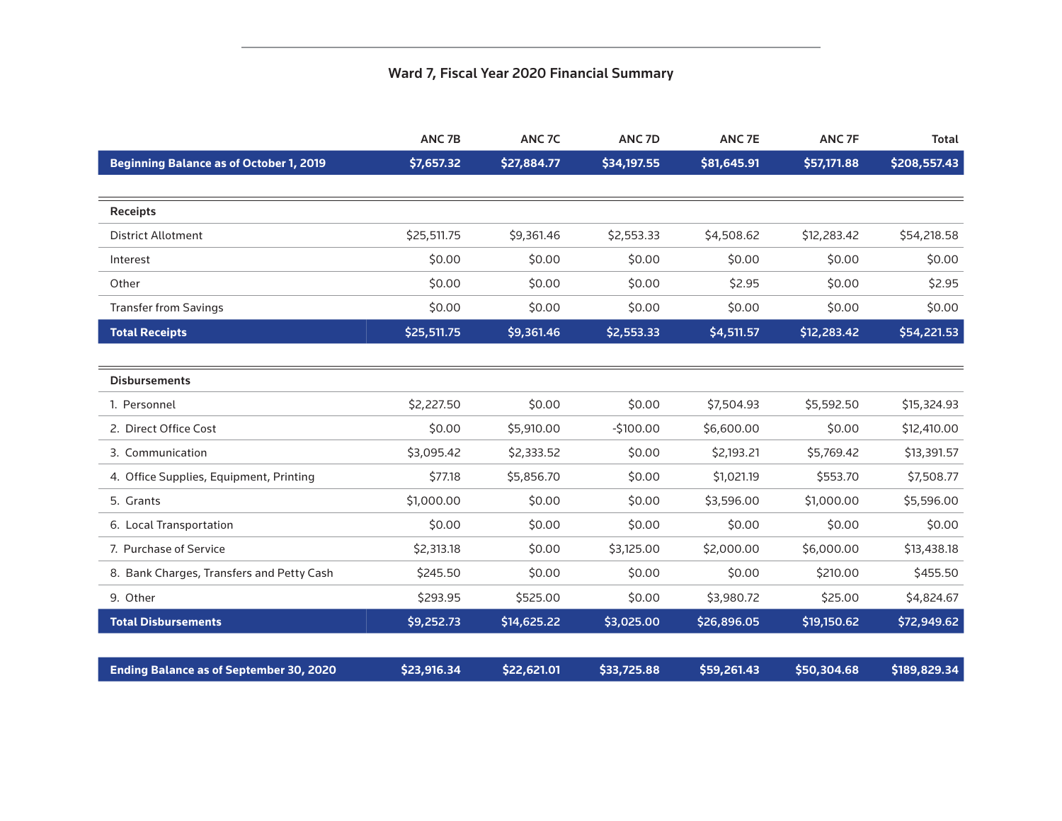## Ward 7, Fiscal Year 2020 Financial Summary

| | ANC 7B | ANC 7C | ANC 7D | ANC 7E | ANC 7F | Total |
|---|---|---|---|---|---|---|
| **Beginning Balance as of October 1, 2019** | **$7,657.32** | **$27,884.77** | **$34,197.55** | **$81,645.91** | **$57,171.88** | **$208,557.43** |
| **Receipts** | | | | | | |
| District Allotment | $25,511.75 | $9,361.46 | $2,553.33 | $4,508.62 | $12,283.42 | $54,218.58 |
| Interest | $0.00 | $0.00 | $0.00 | $0.00 | $0.00 | $0.00 |
| Other | $0.00 | $0.00 | $0.00 | $2.95 | $0.00 | $2.95 |
| Transfer from Savings | $0.00 | $0.00 | $0.00 | $0.00 | $0.00 | $0.00 |
| **Total Receipts** | **$25,511.75** | **$9,361.46** | **$2,553.33** | **$4,511.57** | **$12,283.42** | **$54,221.53** |
| **Disbursements** | | | | | | |
| 1. Personnel | $2,227.50 | $0.00 | $0.00 | $7,504.93 | $5,592.50 | $15,324.93 |
| 2. Direct Office Cost | $0.00 | $5,910.00 | -$100.00 | $6,600.00 | $0.00 | $12,410.00 |
| 3. Communication | $3,095.42 | $2,333.52 | $0.00 | $2,193.21 | $5,769.42 | $13,391.57 |
| 4. Office Supplies, Equipment, Printing | $77.18 | $5,856.70 | $0.00 | $1,021.19 | $553.70 | $7,508.77 |
| 5. Grants | $1,000.00 | $0.00 | $0.00 | $3,596.00 | $1,000.00 | $5,596.00 |
| 6. Local Transportation | $0.00 | $0.00 | $0.00 | $0.00 | $0.00 | $0.00 |
| 7. Purchase of Service | $2,313.18 | $0.00 | $3,125.00 | $2,000.00 | $6,000.00 | $13,438.18 |
| 8. Bank Charges, Transfers and Petty Cash | $245.50 | $0.00 | $0.00 | $0.00 | $210.00 | $455.50 |
| 9. Other | $293.95 | $525.00 | $0.00 | $3,980.72 | $25.00 | $4,824.67 |
| **Total Disbursements** | **$9,252.73** | **$14,625.22** | **$3,025.00** | **$26,896.05** | **$19,150.62** | **$72,949.62** |
| **Ending Balance as of September 30, 2020** | **$23,916.34** | **$22,621.01** | **$33,725.88** | **$59,261.43** | **$50,304.68** | **$189,829.34** |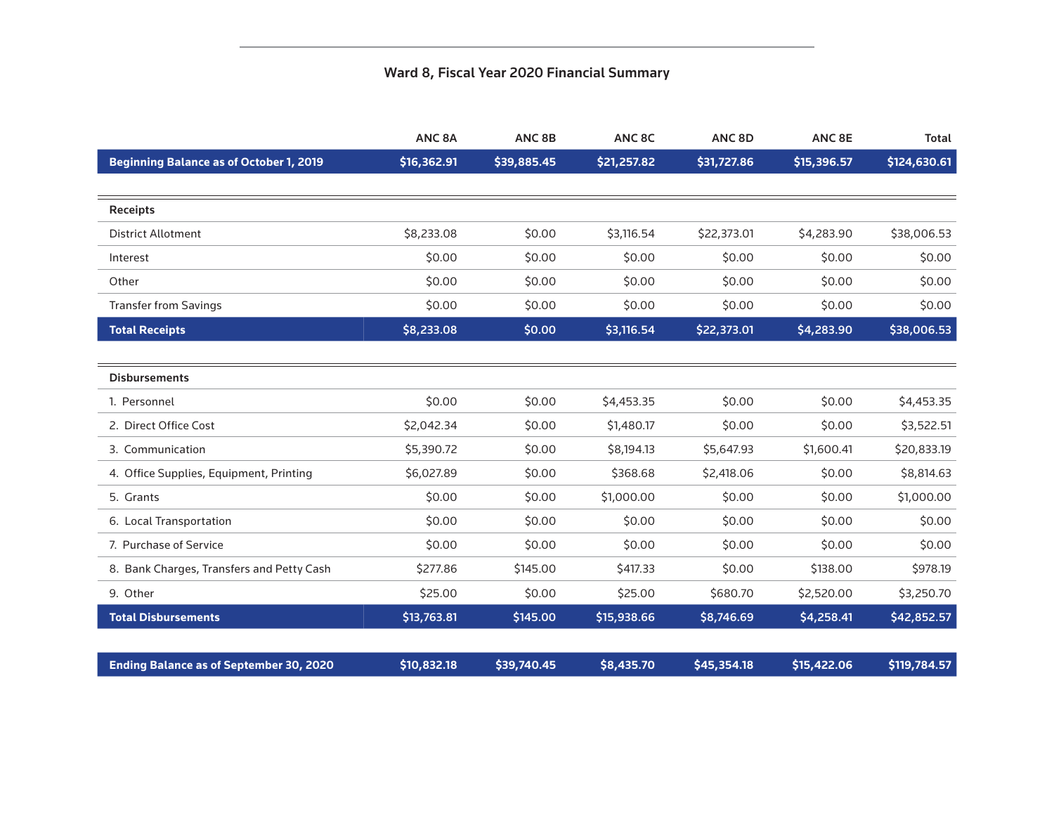## Ward 8, Fiscal Year 2020 Financial Summary

| | ANC 8A | ANC 8B | ANC 8C | ANC 8D | ANC 8E | Total |
|---|---|---|---|---|---|---|
| **Beginning Balance as of October 1, 2019** | **$16,362.91** | **$39,885.45** | **$21,257.82** | **$31,727.86** | **$15,396.57** | **$124,630.61** |
| **Receipts** | | | | | | |
| District Allotment | $8,233.08 | $0.00 | $3,116.54 | $22,373.01 | $4,283.90 | $38,006.53 |
| Interest | $0.00 | $0.00 | $0.00 | $0.00 | $0.00 | $0.00 |
| Other | $0.00 | $0.00 | $0.00 | $0.00 | $0.00 | $0.00 |
| Transfer from Savings | $0.00 | $0.00 | $0.00 | $0.00 | $0.00 | $0.00 |
| **Total Receipts** | **$8,233.08** | **$0.00** | **$3,116.54** | **$22,373.01** | **$4,283.90** | **$38,006.53** |
| **Disbursements** | | | | | | |
| 1. Personnel | $0.00 | $0.00 | $4,453.35 | $0.00 | $0.00 | $4,453.35 |
| 2. Direct Office Cost | $2,042.34 | $0.00 | $1,480.17 | $0.00 | $0.00 | $3,522.51 |
| 3. Communication | $5,390.72 | $0.00 | $8,194.13 | $5,647.93 | $1,600.41 | $20,833.19 |
| 4. Office Supplies, Equipment, Printing | $6,027.89 | $0.00 | $368.68 | $2,418.06 | $0.00 | $8,814.63 |
| 5. Grants | $0.00 | $0.00 | $1,000.00 | $0.00 | $0.00 | $1,000.00 |
| 6. Local Transportation | $0.00 | $0.00 | $0.00 | $0.00 | $0.00 | $0.00 |
| 7. Purchase of Service | $0.00 | $0.00 | $0.00 | $0.00 | $0.00 | $0.00 |
| 8. Bank Charges, Transfers and Petty Cash | $277.86 | $145.00 | $417.33 | $0.00 | $138.00 | $978.19 |
| 9. Other | $25.00 | $0.00 | $25.00 | $680.70 | $2,520.00 | $3,250.70 |
| **Total Disbursements** | **$13,763.81** | **$145.00** | **$15,938.66** | **$8,746.69** | **$4,258.41** | **$42,852.57** |
| **Ending Balance as of September 30, 2020** | **$10,832.18** | **$39,740.45** | **$8,435.70** | **$45,354.18** | **$15,422.06** | **$119,784.57** |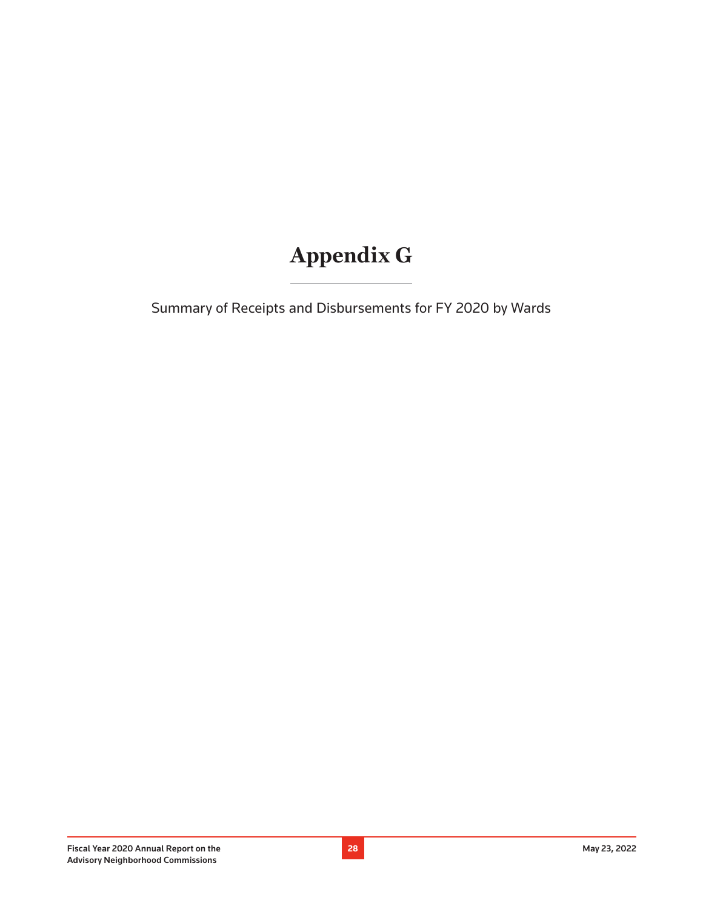# Appendix G

Summary of Receipts and Disbursements for FY 2020 by Wards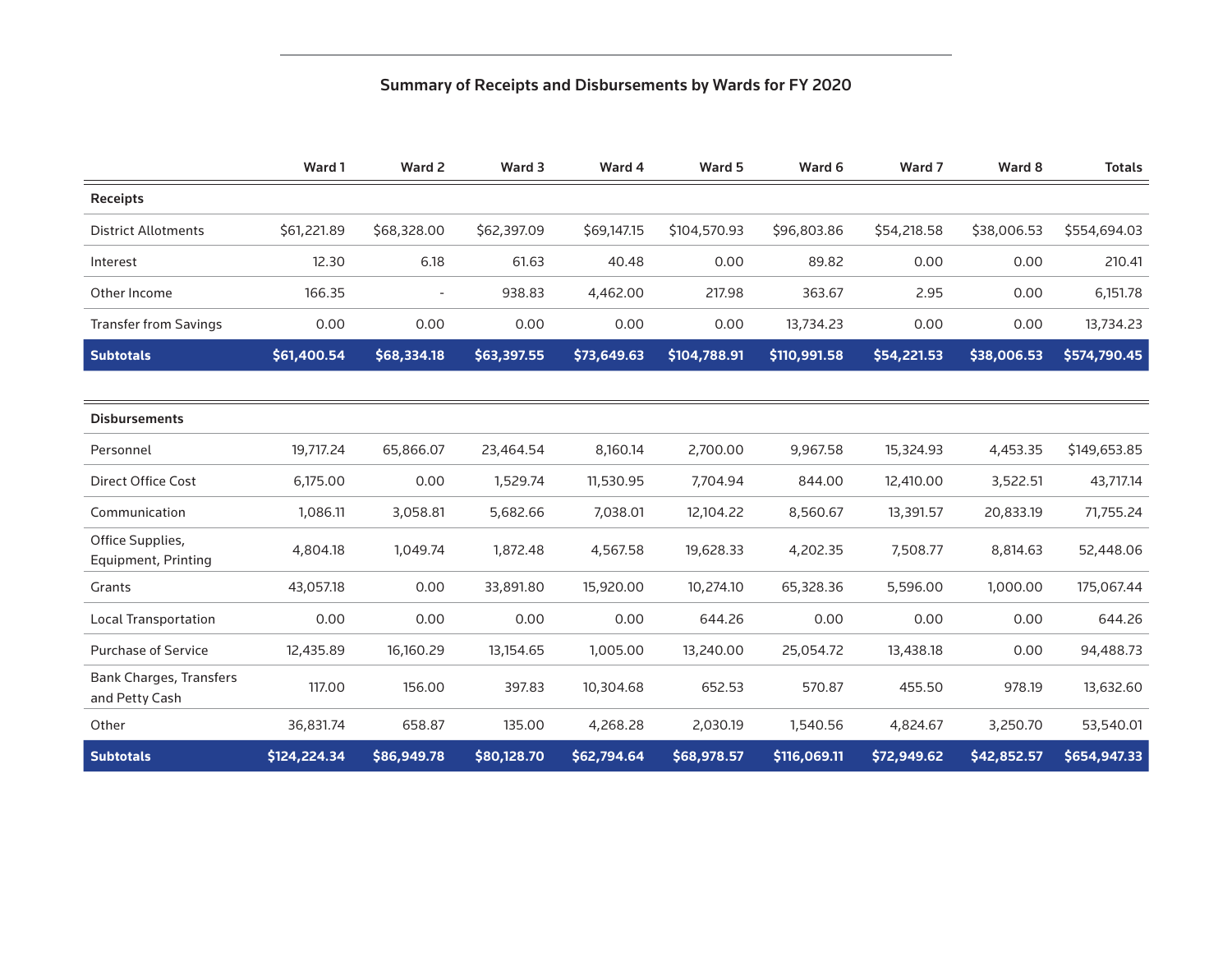### Summary of Receipts and Disbursements by Wards for FY 2020

| | Ward 1 | Ward 2 | Ward 3 | Ward 4 | Ward 5 | Ward 6 | Ward 7 | Ward 8 | Totals |
|---|---|---|---|---|---|---|---|---|---|
| **Receipts** | | | | | | | | | |
| District Allotments | $61,221.89 | $68,328.00 | $62,397.09 | $69,147.15 | $104,570.93 | $96,803.86 | $54,218.58 | $38,006.53 | $554,694.03 |
| Interest | 12.30 | 6.18 | 61.63 | 40.48 | 0.00 | 89.82 | 0.00 | 0.00 | 210.41 |
| Other Income | 166.35 | - | 938.83 | 4,462.00 | 217.98 | 363.67 | 2.95 | 0.00 | 6,151.78 |
| Transfer from Savings | 0.00 | 0.00 | 0.00 | 0.00 | 0.00 | 13,734.23 | 0.00 | 0.00 | 13,734.23 |
| **Subtotals** | **$61,400.54** | **$68,334.18** | **$63,397.55** | **$73,649.63** | **$104,788.91** | **$110,991.58** | **$54,221.53** | **$38,006.53** | **$574,790.45** |
| **Disbursements** | | | | | | | | | |
| Personnel | 19,717.24 | 65,866.07 | 23,464.54 | 8,160.14 | 2,700.00 | 9,967.58 | 15,324.93 | 4,453.35 | $149,653.85 |
| Direct Office Cost | 6,175.00 | 0.00 | 1,529.74 | 11,530.95 | 7,704.94 | 844.00 | 12,410.00 | 3,522.51 | 43,717.14 |
| Communication | 1,086.11 | 3,058.81 | 5,682.66 | 7,038.01 | 12,104.22 | 8,560.67 | 13,391.57 | 20,833.19 | 71,755.24 |
| Office Supplies, Equipment, Printing | 4,804.18 | 1,049.74 | 1,872.48 | 4,567.58 | 19,628.33 | 4,202.35 | 7,508.77 | 8,814.63 | 52,448.06 |
| Grants | 43,057.18 | 0.00 | 33,891.80 | 15,920.00 | 10,274.10 | 65,328.36 | 5,596.00 | 1,000.00 | 175,067.44 |
| Local Transportation | 0.00 | 0.00 | 0.00 | 0.00 | 644.26 | 0.00 | 0.00 | 0.00 | 644.26 |
| Purchase of Service | 12,435.89 | 16,160.29 | 13,154.65 | 1,005.00 | 13,240.00 | 25,054.72 | 13,438.18 | 0.00 | 94,488.73 |
| Bank Charges, Transfers and Petty Cash | 117.00 | 156.00 | 397.83 | 10,304.68 | 652.53 | 570.87 | 455.50 | 978.19 | 13,632.60 |
| Other | 36,831.74 | 658.87 | 135.00 | 4,268.28 | 2,030.19 | 1,540.56 | 4,824.67 | 3,250.70 | 53,540.01 |
| **Subtotals** | **$124,224.34** | **$86,949.78** | **$80,128.70** | **$62,794.64** | **$68,978.57** | **$116,069.11** | **$72,949.62** | **$42,852.57** | **$654,947.33** |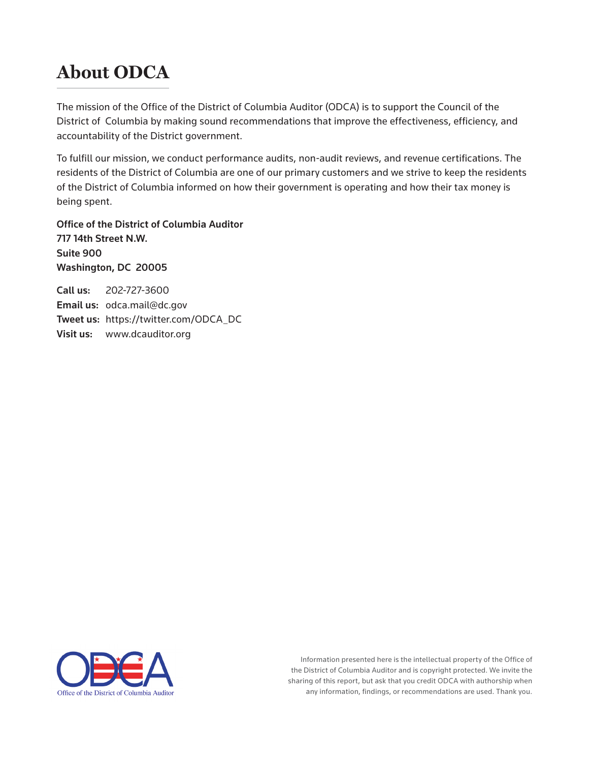# About ODCA

The mission of the Office of the District of Columbia Auditor (ODCA) is to support the Council of the District of Columbia by making sound recommendations that improve the effectiveness, efficiency, and accountability of the District government.

To fulfill our mission, we conduct performance audits, non-audit reviews, and revenue certifications. The residents of the District of Columbia are one of our primary customers and we strive to keep the residents of the District of Columbia informed on how their government is operating and how their tax money is being spent.

**Office of the District of Columbia Auditor**
**717 14th Street N.W.**
**Suite 900**
**Washington, DC 20005**

**Call us:** 202-727-3600
**Email us:** odca.mail@dc.gov
**Tweet us:** https://twitter.com/ODCA_DC
**Visit us:** www.dcauditor.org

Office of the District of Columbia Auditor

Information presented here is the intellectual property of the Office of the District of Columbia Auditor and is copyright protected. We invite the sharing of this report, but ask that you credit ODCA with authorship when any information, findings, or recommendations are used. Thank you.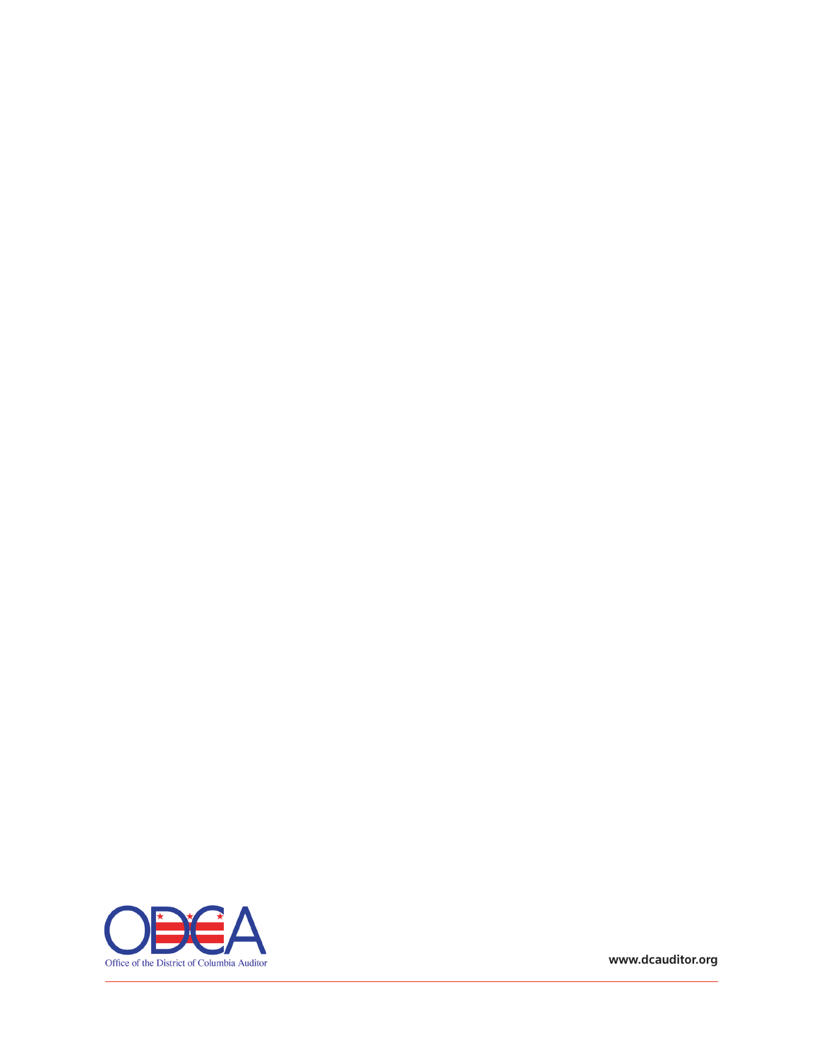ODCA

Office of the District of Columbia Auditor

www.dcauditor.org